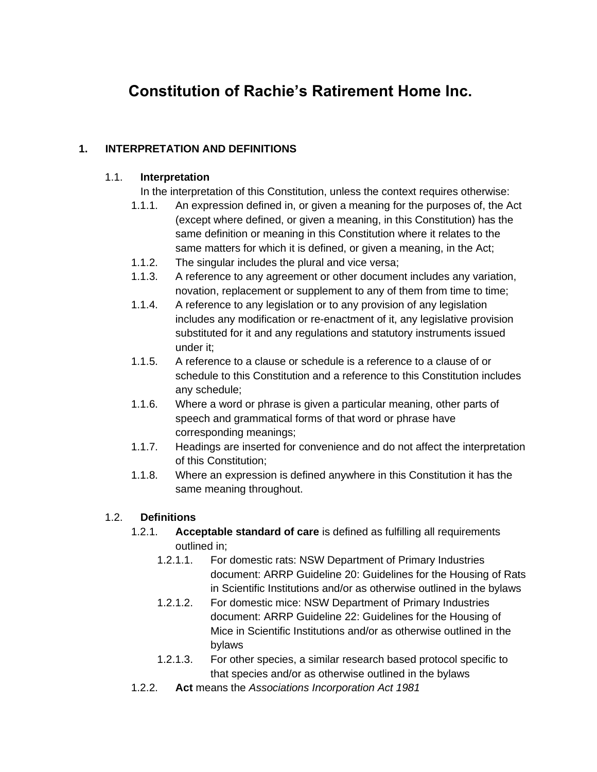# Constitution of Rachie's Ratirement Home Inc.

## 1. INTERPRETATION AND DEFINITIONS

### 1.1. Interpretation

In the interpretation of this Constitution, unless the context requires otherwise:

1.1.1. An expression defined in, or given a meaning for the purposes of, the Act (except where defined, or given a meaning, in this Constitution) has the same definition or meaning in this Constitution where it relates to the same matters for which it is defined, or given a meaning, in the Act;

1.1.2. The singular includes the plural and vice versa;

1.1.3. A reference to any agreement or other document includes any variation, novation, replacement or supplement to any of them from time to time;

1.1.4. A reference to any legislation or to any provision of any legislation includes any modification or re-enactment of it, any legislative provision substituted for it and any regulations and statutory instruments issued under it;

1.1.5. A reference to a clause or schedule is a reference to a clause of or schedule to this Constitution and a reference to this Constitution includes any schedule;

1.1.6. Where a word or phrase is given a particular meaning, other parts of speech and grammatical forms of that word or phrase have corresponding meanings;

1.1.7. Headings are inserted for convenience and do not affect the interpretation of this Constitution;

1.1.8. Where an expression is defined anywhere in this Constitution it has the same meaning throughout.

### 1.2. Definitions

1.2.1. **Acceptable standard of care** is defined as fulfilling all requirements outlined in;

1.2.1.1. For domestic rats: NSW Department of Primary Industries document: ARRP Guideline 20: Guidelines for the Housing of Rats in Scientific Institutions and/or as otherwise outlined in the bylaws

1.2.1.2. For domestic mice: NSW Department of Primary Industries document: ARRP Guideline 22: Guidelines for the Housing of Mice in Scientific Institutions and/or as otherwise outlined in the bylaws

1.2.1.3. For other species, a similar research based protocol specific to that species and/or as otherwise outlined in the bylaws

1.2.2. **Act** means the *Associations Incorporation Act 1981*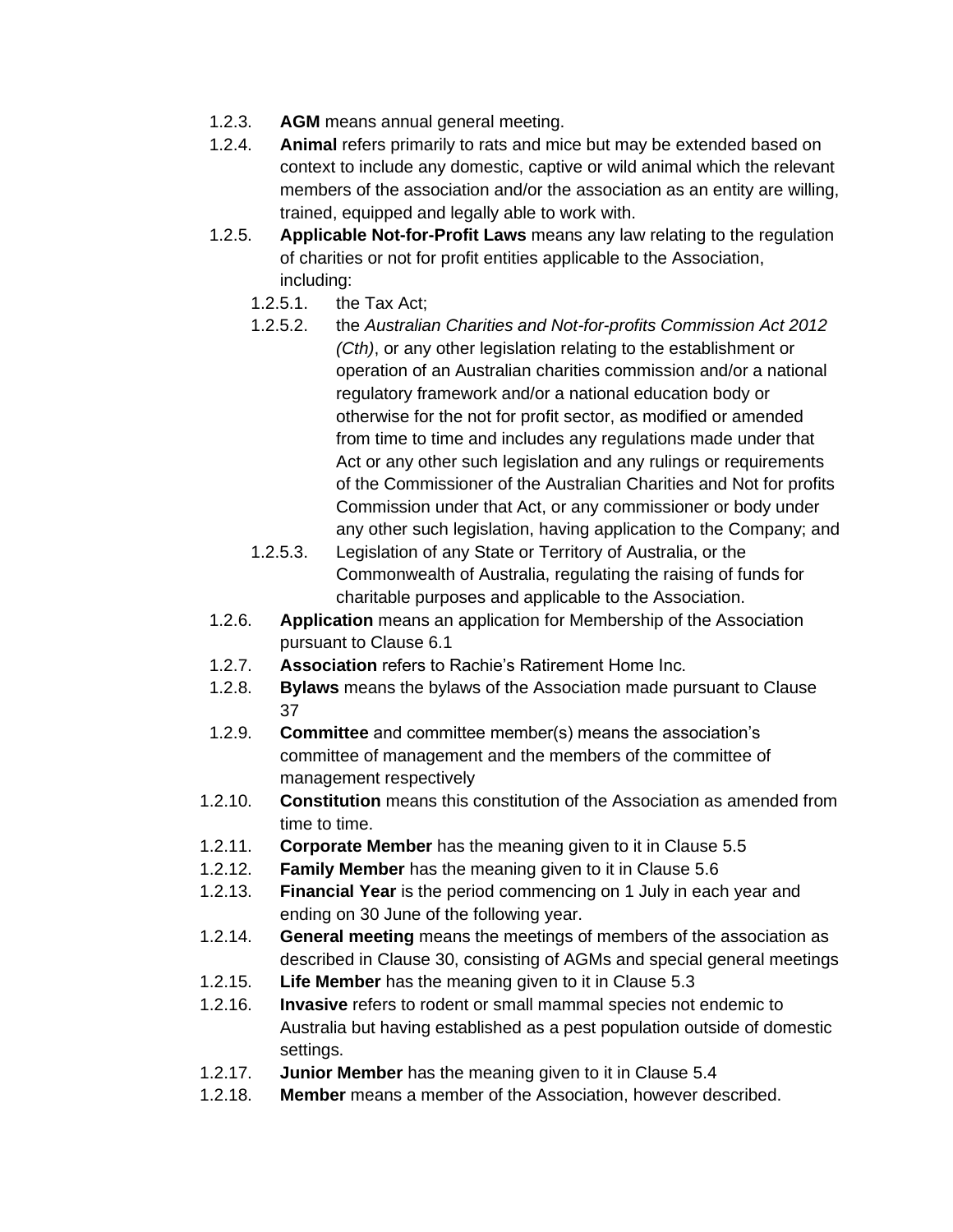1.2.3. **AGM** means annual general meeting.

1.2.4. **Animal** refers primarily to rats and mice but may be extended based on context to include any domestic, captive or wild animal which the relevant members of the association and/or the association as an entity are willing, trained, equipped and legally able to work with.

1.2.5. **Applicable Not-for-Profit Laws** means any law relating to the regulation of charities or not for profit entities applicable to the Association, including:

1.2.5.1. the Tax Act;

1.2.5.2. the *Australian Charities and Not-for-profits Commission Act 2012 (Cth)*, or any other legislation relating to the establishment or operation of an Australian charities commission and/or a national regulatory framework and/or a national education body or otherwise for the not for profit sector, as modified or amended from time to time and includes any regulations made under that Act or any other such legislation and any rulings or requirements of the Commissioner of the Australian Charities and Not for profits Commission under that Act, or any commissioner or body under any other such legislation, having application to the Company; and

1.2.5.3. Legislation of any State or Territory of Australia, or the Commonwealth of Australia, regulating the raising of funds for charitable purposes and applicable to the Association.

1.2.6. **Application** means an application for Membership of the Association pursuant to Clause 6.1

1.2.7. **Association** refers to Rachie's Ratirement Home Inc.

1.2.8. **Bylaws** means the bylaws of the Association made pursuant to Clause 37

1.2.9. **Committee** and committee member(s) means the association's committee of management and the members of the committee of management respectively

1.2.10. **Constitution** means this constitution of the Association as amended from time to time.

1.2.11. **Corporate Member** has the meaning given to it in Clause 5.5

1.2.12. **Family Member** has the meaning given to it in Clause 5.6

1.2.13. **Financial Year** is the period commencing on 1 July in each year and ending on 30 June of the following year.

1.2.14. **General meeting** means the meetings of members of the association as described in Clause 30, consisting of AGMs and special general meetings

1.2.15. **Life Member** has the meaning given to it in Clause 5.3

1.2.16. **Invasive** refers to rodent or small mammal species not endemic to Australia but having established as a pest population outside of domestic settings.

1.2.17. **Junior Member** has the meaning given to it in Clause 5.4

1.2.18. **Member** means a member of the Association, however described.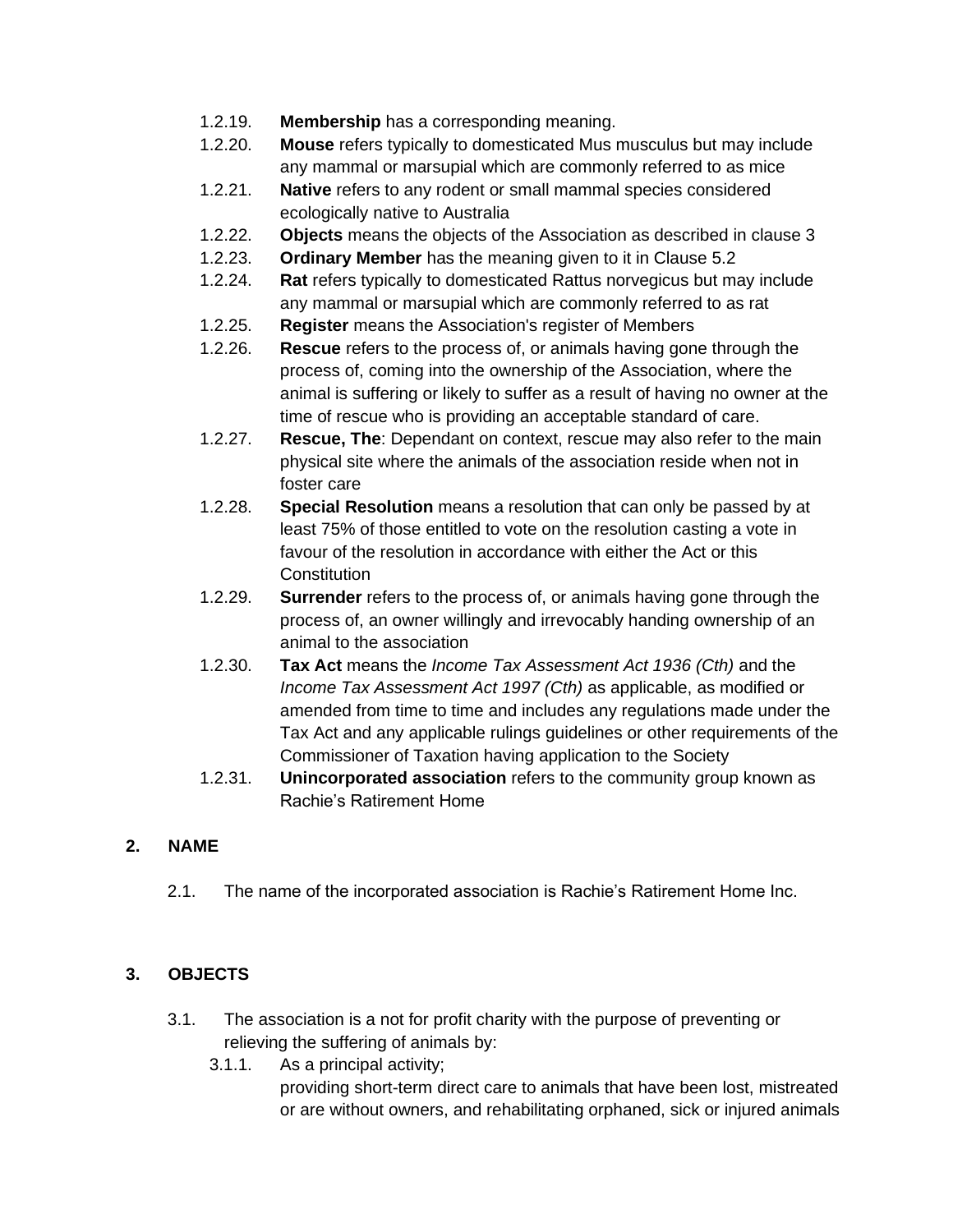1.2.19. **Membership** has a corresponding meaning.

1.2.20. **Mouse** refers typically to domesticated Mus musculus but may include any mammal or marsupial which are commonly referred to as mice

1.2.21. **Native** refers to any rodent or small mammal species considered ecologically native to Australia

1.2.22. **Objects** means the objects of the Association as described in clause 3

1.2.23. **Ordinary Member** has the meaning given to it in Clause 5.2

1.2.24. **Rat** refers typically to domesticated Rattus norvegicus but may include any mammal or marsupial which are commonly referred to as rat

1.2.25. **Register** means the Association's register of Members

1.2.26. **Rescue** refers to the process of, or animals having gone through the process of, coming into the ownership of the Association, where the animal is suffering or likely to suffer as a result of having no owner at the time of rescue who is providing an acceptable standard of care.

1.2.27. **Rescue, The**: Dependant on context, rescue may also refer to the main physical site where the animals of the association reside when not in foster care

1.2.28. **Special Resolution** means a resolution that can only be passed by at least 75% of those entitled to vote on the resolution casting a vote in favour of the resolution in accordance with either the Act or this Constitution

1.2.29. **Surrender** refers to the process of, or animals having gone through the process of, an owner willingly and irrevocably handing ownership of an animal to the association

1.2.30. **Tax Act** means the *Income Tax Assessment Act 1936 (Cth)* and the *Income Tax Assessment Act 1997 (Cth)* as applicable, as modified or amended from time to time and includes any regulations made under the Tax Act and any applicable rulings guidelines or other requirements of the Commissioner of Taxation having application to the Society

1.2.31. **Unincorporated association** refers to the community group known as Rachie's Retirement Home

## 2. NAME

2.1. The name of the incorporated association is Rachie's Retirement Home Inc.

## 3. OBJECTS

3.1. The association is a not for profit charity with the purpose of preventing or relieving the suffering of animals by:

3.1.1. As a principal activity;
providing short-term direct care to animals that have been lost, mistreated or are without owners, and rehabilitating orphaned, sick or injured animals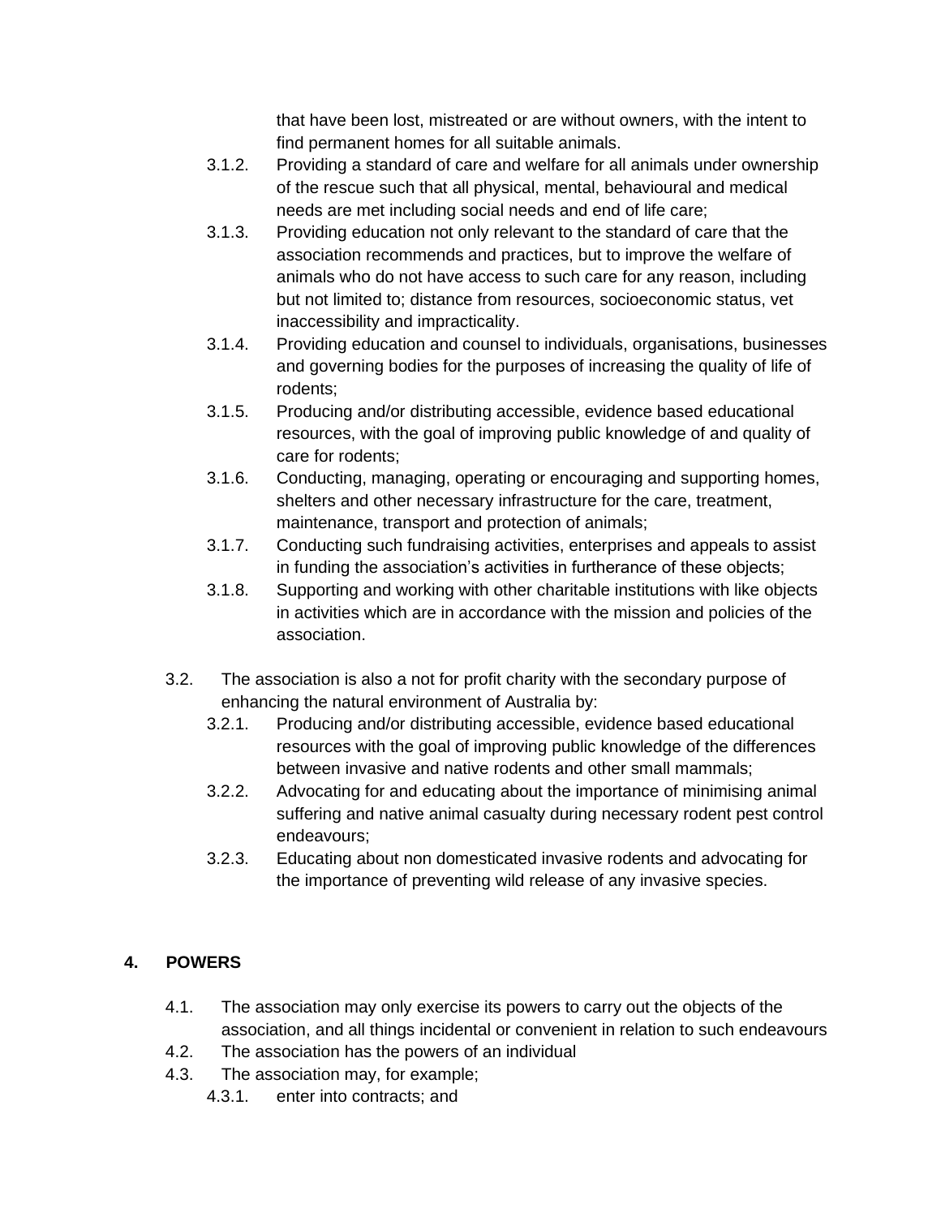that have been lost, mistreated or are without owners, with the intent to find permanent homes for all suitable animals.

- 3.1.2. Providing a standard of care and welfare for all animals under ownership of the rescue such that all physical, mental, behavioural and medical needs are met including social needs and end of life care;
- 3.1.3. Providing education not only relevant to the standard of care that the association recommends and practices, but to improve the welfare of animals who do not have access to such care for any reason, including but not limited to; distance from resources, socioeconomic status, vet inaccessibility and impracticality.
- 3.1.4. Providing education and counsel to individuals, organisations, businesses and governing bodies for the purposes of increasing the quality of life of rodents;
- 3.1.5. Producing and/or distributing accessible, evidence based educational resources, with the goal of improving public knowledge of and quality of care for rodents;
- 3.1.6. Conducting, managing, operating or encouraging and supporting homes, shelters and other necessary infrastructure for the care, treatment, maintenance, transport and protection of animals;
- 3.1.7. Conducting such fundraising activities, enterprises and appeals to assist in funding the association's activities in furtherance of these objects;
- 3.1.8. Supporting and working with other charitable institutions with like objects in activities which are in accordance with the mission and policies of the association.

3.2. The association is also a not for profit charity with the secondary purpose of enhancing the natural environment of Australia by:

- 3.2.1. Producing and/or distributing accessible, evidence based educational resources with the goal of improving public knowledge of the differences between invasive and native rodents and other small mammals;
- 3.2.2. Advocating for and educating about the importance of minimising animal suffering and native animal casualty during necessary rodent pest control endeavours;
- 3.2.3. Educating about non domesticated invasive rodents and advocating for the importance of preventing wild release of any invasive species.

## 4. POWERS

4.1. The association may only exercise its powers to carry out the objects of the association, and all things incidental or convenient in relation to such endeavours

4.2. The association has the powers of an individual

4.3. The association may, for example;

- 4.3.1. enter into contracts; and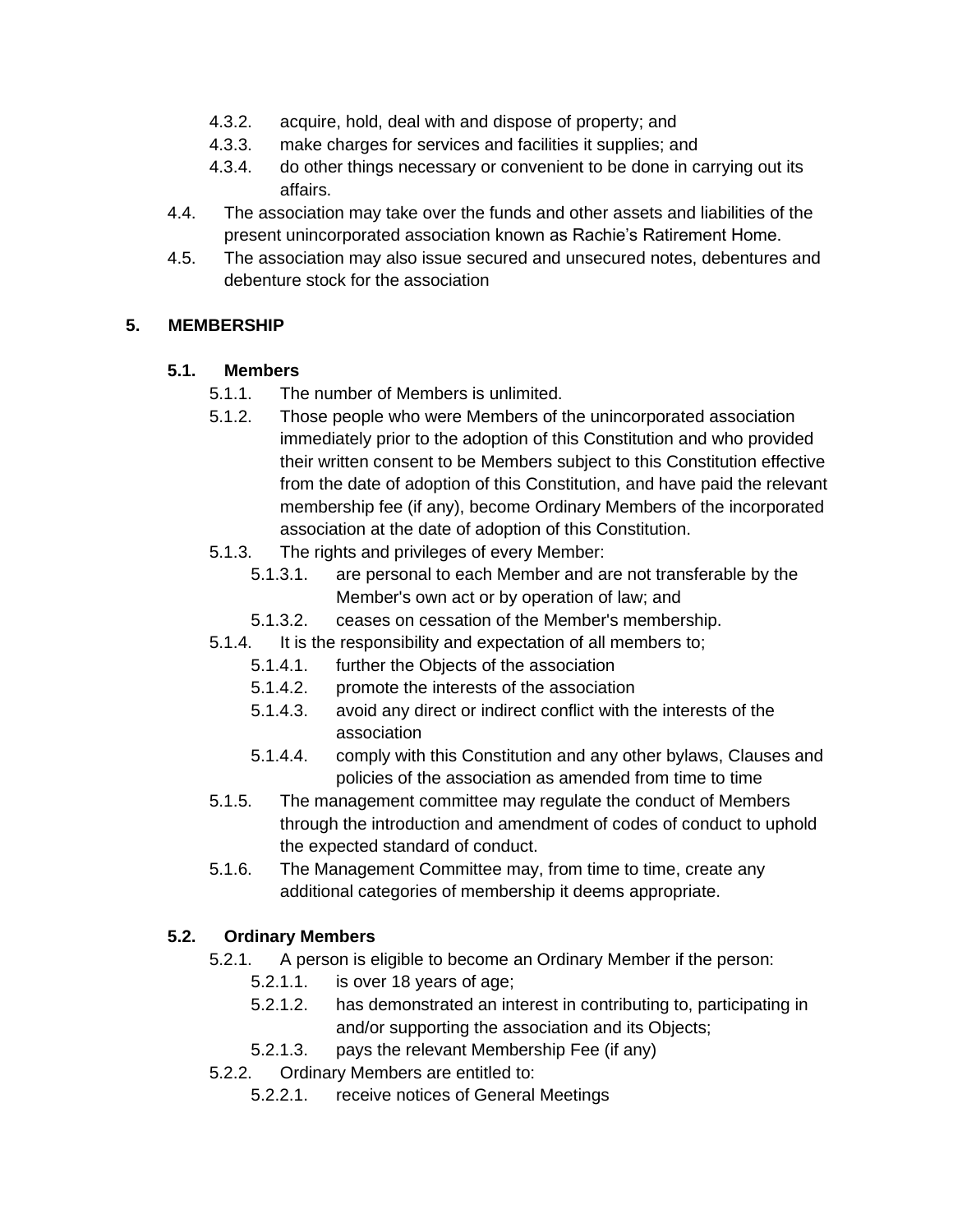4.3.2. acquire, hold, deal with and dispose of property; and

4.3.3. make charges for services and facilities it supplies; and

4.3.4. do other things necessary or convenient to be done in carrying out its affairs.

4.4. The association may take over the funds and other assets and liabilities of the present unincorporated association known as Rachie's Ratirement Home.

4.5. The association may also issue secured and unsecured notes, debentures and debenture stock for the association

## 5. MEMBERSHIP

### 5.1. Members

5.1.1. The number of Members is unlimited.

5.1.2. Those people who were Members of the unincorporated association immediately prior to the adoption of this Constitution and who provided their written consent to be Members subject to this Constitution effective from the date of adoption of this Constitution, and have paid the relevant membership fee (if any), become Ordinary Members of the incorporated association at the date of adoption of this Constitution.

5.1.3. The rights and privileges of every Member:

5.1.3.1. are personal to each Member and are not transferable by the Member's own act or by operation of law; and

5.1.3.2. ceases on cessation of the Member's membership.

5.1.4. It is the responsibility and expectation of all members to;

5.1.4.1. further the Objects of the association

5.1.4.2. promote the interests of the association

5.1.4.3. avoid any direct or indirect conflict with the interests of the association

5.1.4.4. comply with this Constitution and any other bylaws, Clauses and policies of the association as amended from time to time

5.1.5. The management committee may regulate the conduct of Members through the introduction and amendment of codes of conduct to uphold the expected standard of conduct.

5.1.6. The Management Committee may, from time to time, create any additional categories of membership it deems appropriate.

### 5.2. Ordinary Members

5.2.1. A person is eligible to become an Ordinary Member if the person:

5.2.1.1. is over 18 years of age;

5.2.1.2. has demonstrated an interest in contributing to, participating in and/or supporting the association and its Objects;

5.2.1.3. pays the relevant Membership Fee (if any)

5.2.2. Ordinary Members are entitled to:

5.2.2.1. receive notices of General Meetings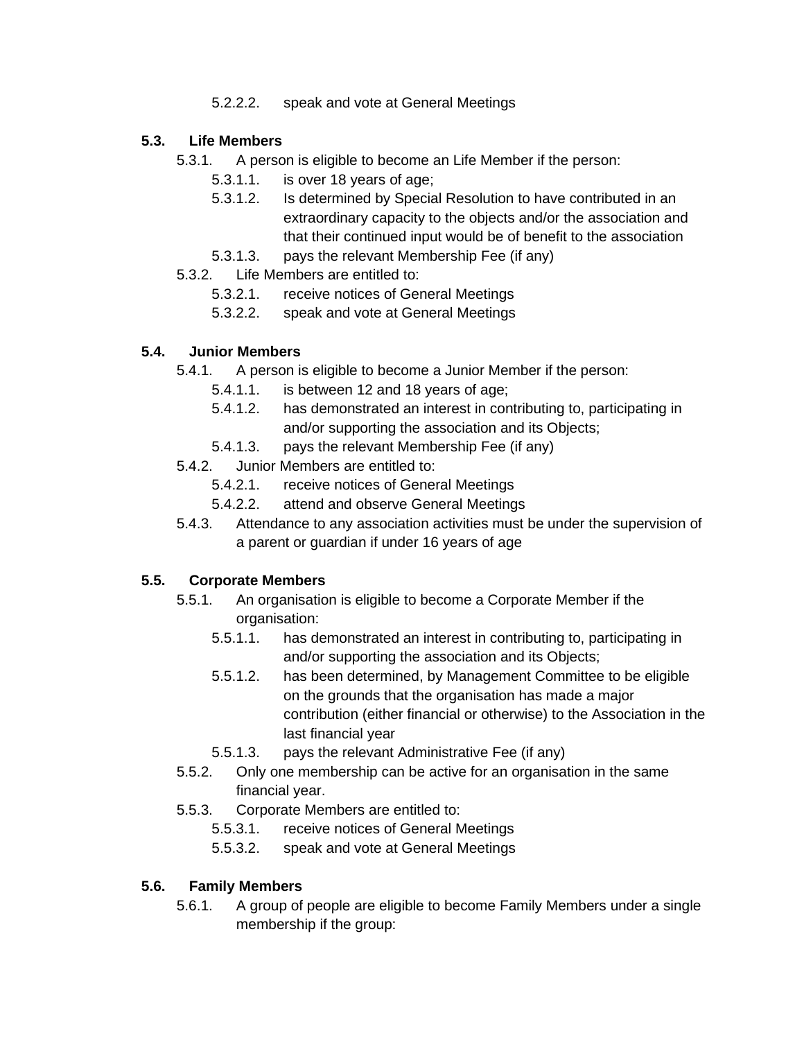5.2.2.2. speak and vote at General Meetings

**5.3. Life Members**

5.3.1. A person is eligible to become an Life Member if the person:

5.3.1.1. is over 18 years of age;

5.3.1.2. Is determined by Special Resolution to have contributed in an extraordinary capacity to the objects and/or the association and that their continued input would be of benefit to the association

5.3.1.3. pays the relevant Membership Fee (if any)

5.3.2. Life Members are entitled to:

5.3.2.1. receive notices of General Meetings

5.3.2.2. speak and vote at General Meetings

**5.4. Junior Members**

5.4.1. A person is eligible to become a Junior Member if the person:

5.4.1.1. is between 12 and 18 years of age;

5.4.1.2. has demonstrated an interest in contributing to, participating in and/or supporting the association and its Objects;

5.4.1.3. pays the relevant Membership Fee (if any)

5.4.2. Junior Members are entitled to:

5.4.2.1. receive notices of General Meetings

5.4.2.2. attend and observe General Meetings

5.4.3. Attendance to any association activities must be under the supervision of a parent or guardian if under 16 years of age

**5.5. Corporate Members**

5.5.1. An organisation is eligible to become a Corporate Member if the organisation:

5.5.1.1. has demonstrated an interest in contributing to, participating in and/or supporting the association and its Objects;

5.5.1.2. has been determined, by Management Committee to be eligible on the grounds that the organisation has made a major contribution (either financial or otherwise) to the Association in the last financial year

5.5.1.3. pays the relevant Administrative Fee (if any)

5.5.2. Only one membership can be active for an organisation in the same financial year.

5.5.3. Corporate Members are entitled to:

5.5.3.1. receive notices of General Meetings

5.5.3.2. speak and vote at General Meetings

**5.6. Family Members**

5.6.1. A group of people are eligible to become Family Members under a single membership if the group: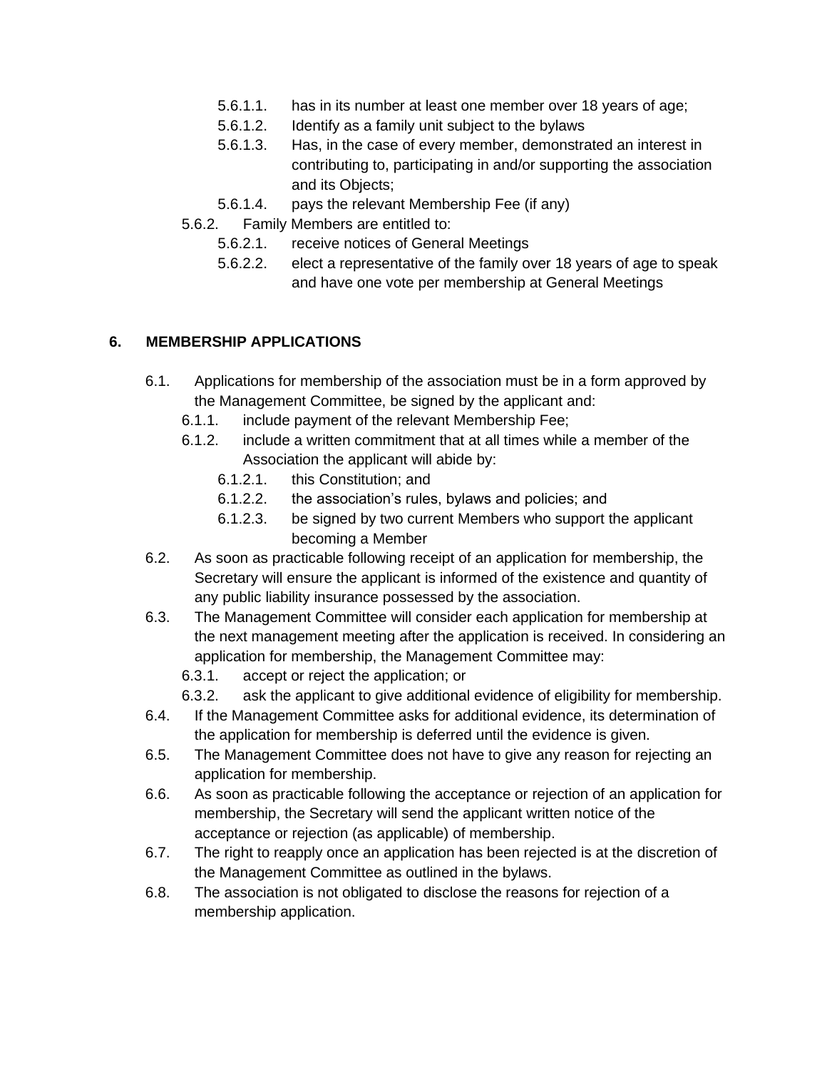- 5.6.1.1. has in its number at least one member over 18 years of age;
- 5.6.1.2. Identify as a family unit subject to the bylaws
- 5.6.1.3. Has, in the case of every member, demonstrated an interest in contributing to, participating in and/or supporting the association and its Objects;
- 5.6.1.4. pays the relevant Membership Fee (if any)

5.6.2. Family Members are entitled to:

- 5.6.2.1. receive notices of General Meetings
- 5.6.2.2. elect a representative of the family over 18 years of age to speak and have one vote per membership at General Meetings

## 6. MEMBERSHIP APPLICATIONS

6.1. Applications for membership of the association must be in a form approved by the Management Committee, be signed by the applicant and:

- 6.1.1. include payment of the relevant Membership Fee;
- 6.1.2. include a written commitment that at all times while a member of the Association the applicant will abide by:
  - 6.1.2.1. this Constitution; and
  - 6.1.2.2. the association's rules, bylaws and policies; and
  - 6.1.2.3. be signed by two current Members who support the applicant becoming a Member

6.2. As soon as practicable following receipt of an application for membership, the Secretary will ensure the applicant is informed of the existence and quantity of any public liability insurance possessed by the association.

6.3. The Management Committee will consider each application for membership at the next management meeting after the application is received. In considering an application for membership, the Management Committee may:

- 6.3.1. accept or reject the application; or
- 6.3.2. ask the applicant to give additional evidence of eligibility for membership.

6.4. If the Management Committee asks for additional evidence, its determination of the application for membership is deferred until the evidence is given.

6.5. The Management Committee does not have to give any reason for rejecting an application for membership.

6.6. As soon as practicable following the acceptance or rejection of an application for membership, the Secretary will send the applicant written notice of the acceptance or rejection (as applicable) of membership.

6.7. The right to reapply once an application has been rejected is at the discretion of the Management Committee as outlined in the bylaws.

6.8. The association is not obligated to disclose the reasons for rejection of a membership application.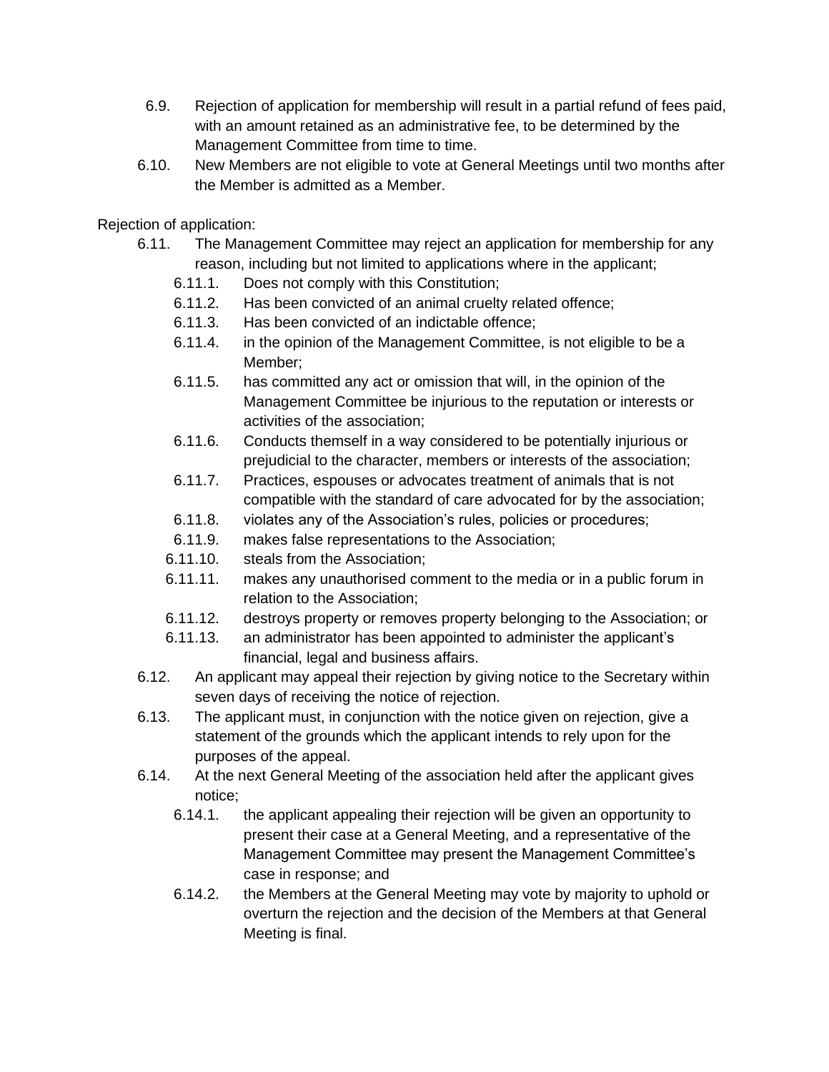6.9. Rejection of application for membership will result in a partial refund of fees paid, with an amount retained as an administrative fee, to be determined by the Management Committee from time to time.

6.10. New Members are not eligible to vote at General Meetings until two months after the Member is admitted as a Member.

Rejection of application:

6.11. The Management Committee may reject an application for membership for any reason, including but not limited to applications where in the applicant;

- 6.11.1. Does not comply with this Constitution;
- 6.11.2. Has been convicted of an animal cruelty related offence;
- 6.11.3. Has been convicted of an indictable offence;
- 6.11.4. in the opinion of the Management Committee, is not eligible to be a Member;
- 6.11.5. has committed any act or omission that will, in the opinion of the Management Committee be injurious to the reputation or interests or activities of the association;
- 6.11.6. Conducts themself in a way considered to be potentially injurious or prejudicial to the character, members or interests of the association;
- 6.11.7. Practices, espouses or advocates treatment of animals that is not compatible with the standard of care advocated for by the association;
- 6.11.8. violates any of the Association's rules, policies or procedures;
- 6.11.9. makes false representations to the Association;
- 6.11.10. steals from the Association;
- 6.11.11. makes any unauthorised comment to the media or in a public forum in relation to the Association;
- 6.11.12. destroys property or removes property belonging to the Association; or
- 6.11.13. an administrator has been appointed to administer the applicant's financial, legal and business affairs.

6.12. An applicant may appeal their rejection by giving notice to the Secretary within seven days of receiving the notice of rejection.

6.13. The applicant must, in conjunction with the notice given on rejection, give a statement of the grounds which the applicant intends to rely upon for the purposes of the appeal.

6.14. At the next General Meeting of the association held after the applicant gives notice;

- 6.14.1. the applicant appealing their rejection will be given an opportunity to present their case at a General Meeting, and a representative of the Management Committee may present the Management Committee's case in response; and
- 6.14.2. the Members at the General Meeting may vote by majority to uphold or overturn the rejection and the decision of the Members at that General Meeting is final.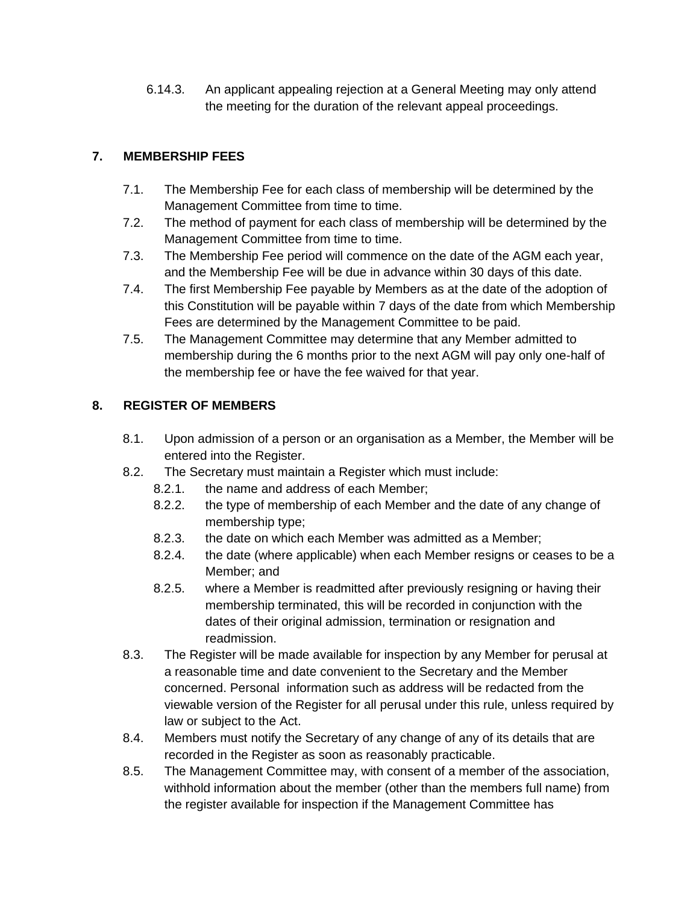6.14.3. An applicant appealing rejection at a General Meeting may only attend the meeting for the duration of the relevant appeal proceedings.

## 7. MEMBERSHIP FEES

7.1. The Membership Fee for each class of membership will be determined by the Management Committee from time to time.

7.2. The method of payment for each class of membership will be determined by the Management Committee from time to time.

7.3. The Membership Fee period will commence on the date of the AGM each year, and the Membership Fee will be due in advance within 30 days of this date.

7.4. The first Membership Fee payable by Members as at the date of the adoption of this Constitution will be payable within 7 days of the date from which Membership Fees are determined by the Management Committee to be paid.

7.5. The Management Committee may determine that any Member admitted to membership during the 6 months prior to the next AGM will pay only one-half of the membership fee or have the fee waived for that year.

## 8. REGISTER OF MEMBERS

8.1. Upon admission of a person or an organisation as a Member, the Member will be entered into the Register.

8.2. The Secretary must maintain a Register which must include:

8.2.1. the name and address of each Member;

8.2.2. the type of membership of each Member and the date of any change of membership type;

8.2.3. the date on which each Member was admitted as a Member;

8.2.4. the date (where applicable) when each Member resigns or ceases to be a Member; and

8.2.5. where a Member is readmitted after previously resigning or having their membership terminated, this will be recorded in conjunction with the dates of their original admission, termination or resignation and readmission.

8.3. The Register will be made available for inspection by any Member for perusal at a reasonable time and date convenient to the Secretary and the Member concerned. Personal information such as address will be redacted from the viewable version of the Register for all perusal under this rule, unless required by law or subject to the Act.

8.4. Members must notify the Secretary of any change of any of its details that are recorded in the Register as soon as reasonably practicable.

8.5. The Management Committee may, with consent of a member of the association, withhold information about the member (other than the members full name) from the register available for inspection if the Management Committee has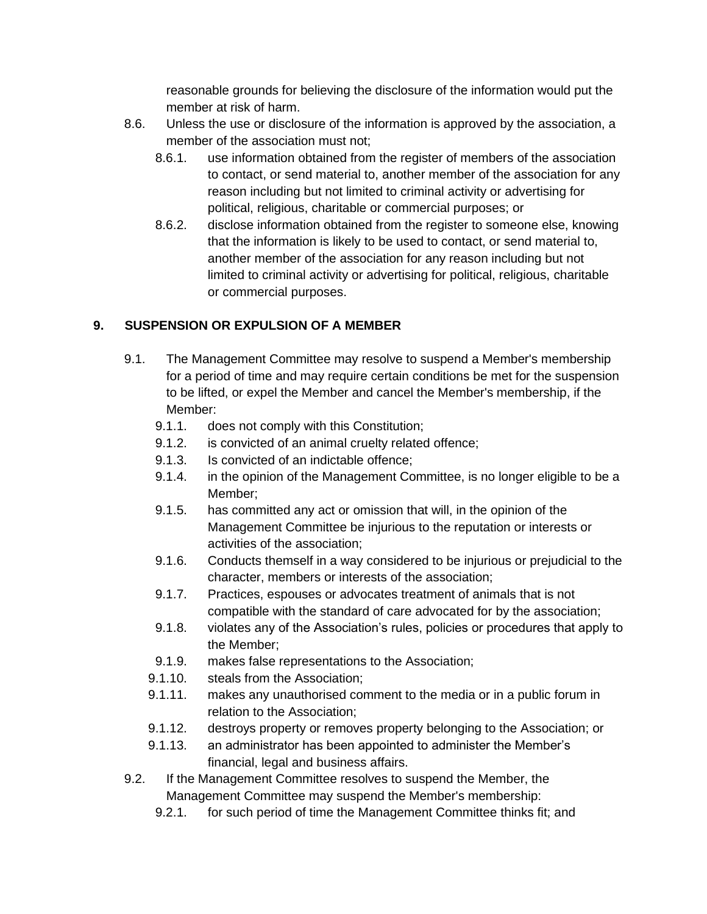reasonable grounds for believing the disclosure of the information would put the member at risk of harm.

8.6. Unless the use or disclosure of the information is approved by the association, a member of the association must not;

  8.6.1. use information obtained from the register of members of the association to contact, or send material to, another member of the association for any reason including but not limited to criminal activity or advertising for political, religious, charitable or commercial purposes; or

  8.6.2. disclose information obtained from the register to someone else, knowing that the information is likely to be used to contact, or send material to, another member of the association for any reason including but not limited to criminal activity or advertising for political, religious, charitable or commercial purposes.

## 9. SUSPENSION OR EXPULSION OF A MEMBER

9.1. The Management Committee may resolve to suspend a Member's membership for a period of time and may require certain conditions be met for the suspension to be lifted, or expel the Member and cancel the Member's membership, if the Member:

  9.1.1. does not comply with this Constitution;

  9.1.2. is convicted of an animal cruelty related offence;

  9.1.3. Is convicted of an indictable offence;

  9.1.4. in the opinion of the Management Committee, is no longer eligible to be a Member;

  9.1.5. has committed any act or omission that will, in the opinion of the Management Committee be injurious to the reputation or interests or activities of the association;

  9.1.6. Conducts themself in a way considered to be injurious or prejudicial to the character, members or interests of the association;

  9.1.7. Practices, espouses or advocates treatment of animals that is not compatible with the standard of care advocated for by the association;

  9.1.8. violates any of the Association's rules, policies or procedures that apply to the Member;

  9.1.9. makes false representations to the Association;

  9.1.10. steals from the Association;

  9.1.11. makes any unauthorised comment to the media or in a public forum in relation to the Association;

  9.1.12. destroys property or removes property belonging to the Association; or

  9.1.13. an administrator has been appointed to administer the Member's financial, legal and business affairs.

9.2. If the Management Committee resolves to suspend the Member, the Management Committee may suspend the Member's membership:

  9.2.1. for such period of time the Management Committee thinks fit; and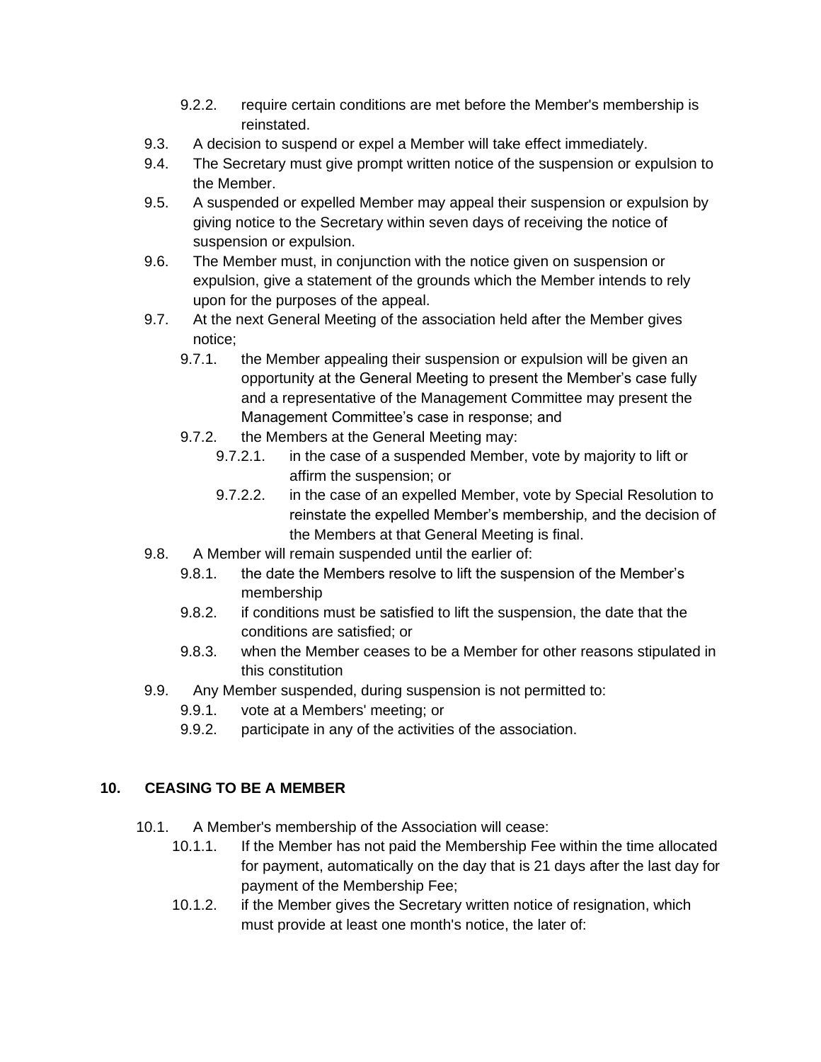- 9.2.2. require certain conditions are met before the Member's membership is reinstated.
- 9.3. A decision to suspend or expel a Member will take effect immediately.
- 9.4. The Secretary must give prompt written notice of the suspension or expulsion to the Member.
- 9.5. A suspended or expelled Member may appeal their suspension or expulsion by giving notice to the Secretary within seven days of receiving the notice of suspension or expulsion.
- 9.6. The Member must, in conjunction with the notice given on suspension or expulsion, give a statement of the grounds which the Member intends to rely upon for the purposes of the appeal.
- 9.7. At the next General Meeting of the association held after the Member gives notice;
  - 9.7.1. the Member appealing their suspension or expulsion will be given an opportunity at the General Meeting to present the Member's case fully and a representative of the Management Committee may present the Management Committee's case in response; and
  - 9.7.2. the Members at the General Meeting may:
    - 9.7.2.1. in the case of a suspended Member, vote by majority to lift or affirm the suspension; or
    - 9.7.2.2. in the case of an expelled Member, vote by Special Resolution to reinstate the expelled Member's membership, and the decision of the Members at that General Meeting is final.
- 9.8. A Member will remain suspended until the earlier of:
  - 9.8.1. the date the Members resolve to lift the suspension of the Member's membership
  - 9.8.2. if conditions must be satisfied to lift the suspension, the date that the conditions are satisfied; or
  - 9.8.3. when the Member ceases to be a Member for other reasons stipulated in this constitution
- 9.9. Any Member suspended, during suspension is not permitted to:
  - 9.9.1. vote at a Members' meeting; or
  - 9.9.2. participate in any of the activities of the association.

## 10. CEASING TO BE A MEMBER

- 10.1. A Member's membership of the Association will cease:
  - 10.1.1. If the Member has not paid the Membership Fee within the time allocated for payment, automatically on the day that is 21 days after the last day for payment of the Membership Fee;
  - 10.1.2. if the Member gives the Secretary written notice of resignation, which must provide at least one month's notice, the later of: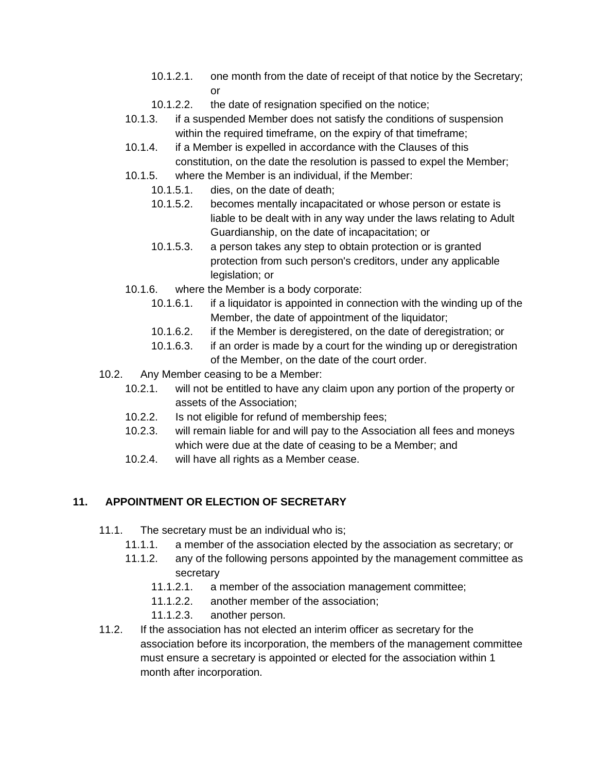- 10.1.2.1. one month from the date of receipt of that notice by the Secretary; or
- 10.1.2.2. the date of resignation specified on the notice;
- 10.1.3. if a suspended Member does not satisfy the conditions of suspension within the required timeframe, on the expiry of that timeframe;
- 10.1.4. if a Member is expelled in accordance with the Clauses of this constitution, on the date the resolution is passed to expel the Member;
- 10.1.5. where the Member is an individual, if the Member:
  - 10.1.5.1. dies, on the date of death;
  - 10.1.5.2. becomes mentally incapacitated or whose person or estate is liable to be dealt with in any way under the laws relating to Adult Guardianship, on the date of incapacitation; or
  - 10.1.5.3. a person takes any step to obtain protection or is granted protection from such person's creditors, under any applicable legislation; or
- 10.1.6. where the Member is a body corporate:
  - 10.1.6.1. if a liquidator is appointed in connection with the winding up of the Member, the date of appointment of the liquidator;
  - 10.1.6.2. if the Member is deregistered, on the date of deregistration; or
  - 10.1.6.3. if an order is made by a court for the winding up or deregistration of the Member, on the date of the court order.

10.2. Any Member ceasing to be a Member:

- 10.2.1. will not be entitled to have any claim upon any portion of the property or assets of the Association;
- 10.2.2. Is not eligible for refund of membership fees;
- 10.2.3. will remain liable for and will pay to the Association all fees and moneys which were due at the date of ceasing to be a Member; and
- 10.2.4. will have all rights as a Member cease.

## 11. APPOINTMENT OR ELECTION OF SECRETARY

11.1. The secretary must be an individual who is;

- 11.1.1. a member of the association elected by the association as secretary; or
- 11.1.2. any of the following persons appointed by the management committee as secretary
  - 11.1.2.1. a member of the association management committee;
  - 11.1.2.2. another member of the association;
  - 11.1.2.3. another person.

11.2. If the association has not elected an interim officer as secretary for the association before its incorporation, the members of the management committee must ensure a secretary is appointed or elected for the association within 1 month after incorporation.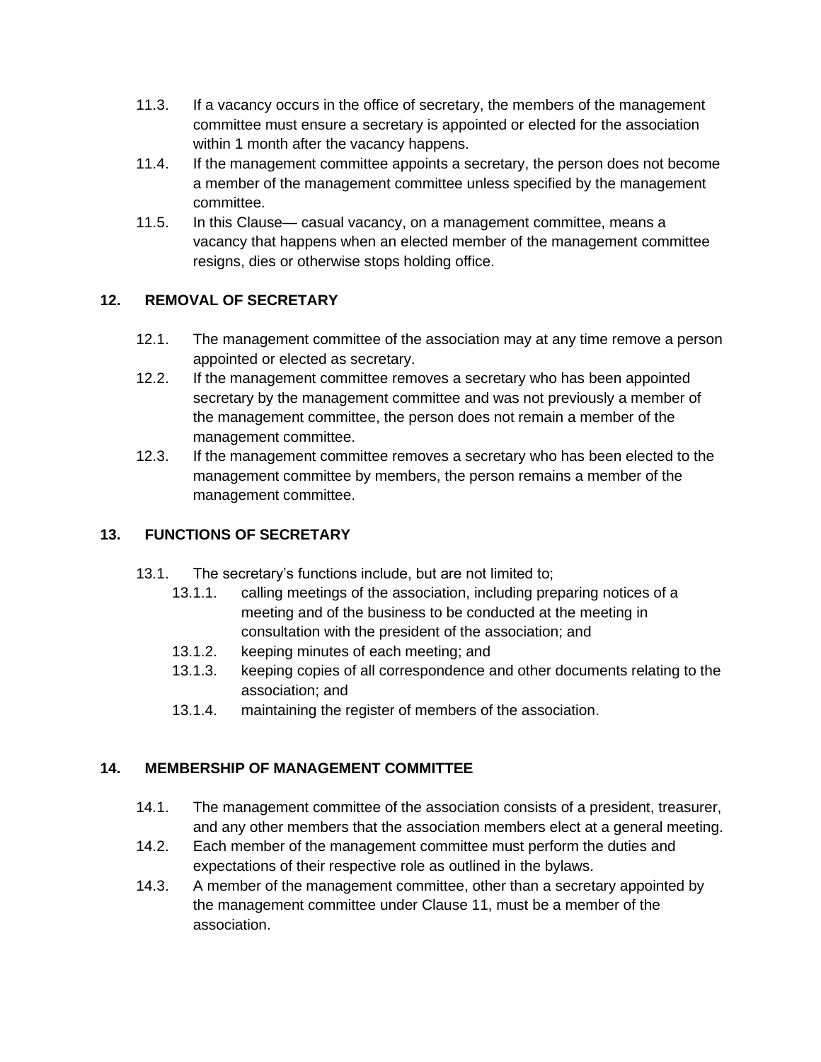11.3. If a vacancy occurs in the office of secretary, the members of the management committee must ensure a secretary is appointed or elected for the association within 1 month after the vacancy happens.

11.4. If the management committee appoints a secretary, the person does not become a member of the management committee unless specified by the management committee.

11.5. In this Clause— casual vacancy, on a management committee, means a vacancy that happens when an elected member of the management committee resigns, dies or otherwise stops holding office.

## 12. REMOVAL OF SECRETARY

12.1. The management committee of the association may at any time remove a person appointed or elected as secretary.

12.2. If the management committee removes a secretary who has been appointed secretary by the management committee and was not previously a member of the management committee, the person does not remain a member of the management committee.

12.3. If the management committee removes a secretary who has been elected to the management committee by members, the person remains a member of the management committee.

## 13. FUNCTIONS OF SECRETARY

13.1. The secretary's functions include, but are not limited to;

- 13.1.1. calling meetings of the association, including preparing notices of a meeting and of the business to be conducted at the meeting in consultation with the president of the association; and
- 13.1.2. keeping minutes of each meeting; and
- 13.1.3. keeping copies of all correspondence and other documents relating to the association; and
- 13.1.4. maintaining the register of members of the association.

## 14. MEMBERSHIP OF MANAGEMENT COMMITTEE

14.1. The management committee of the association consists of a president, treasurer, and any other members that the association members elect at a general meeting.

14.2. Each member of the management committee must perform the duties and expectations of their respective role as outlined in the bylaws.

14.3. A member of the management committee, other than a secretary appointed by the management committee under Clause 11, must be a member of the association.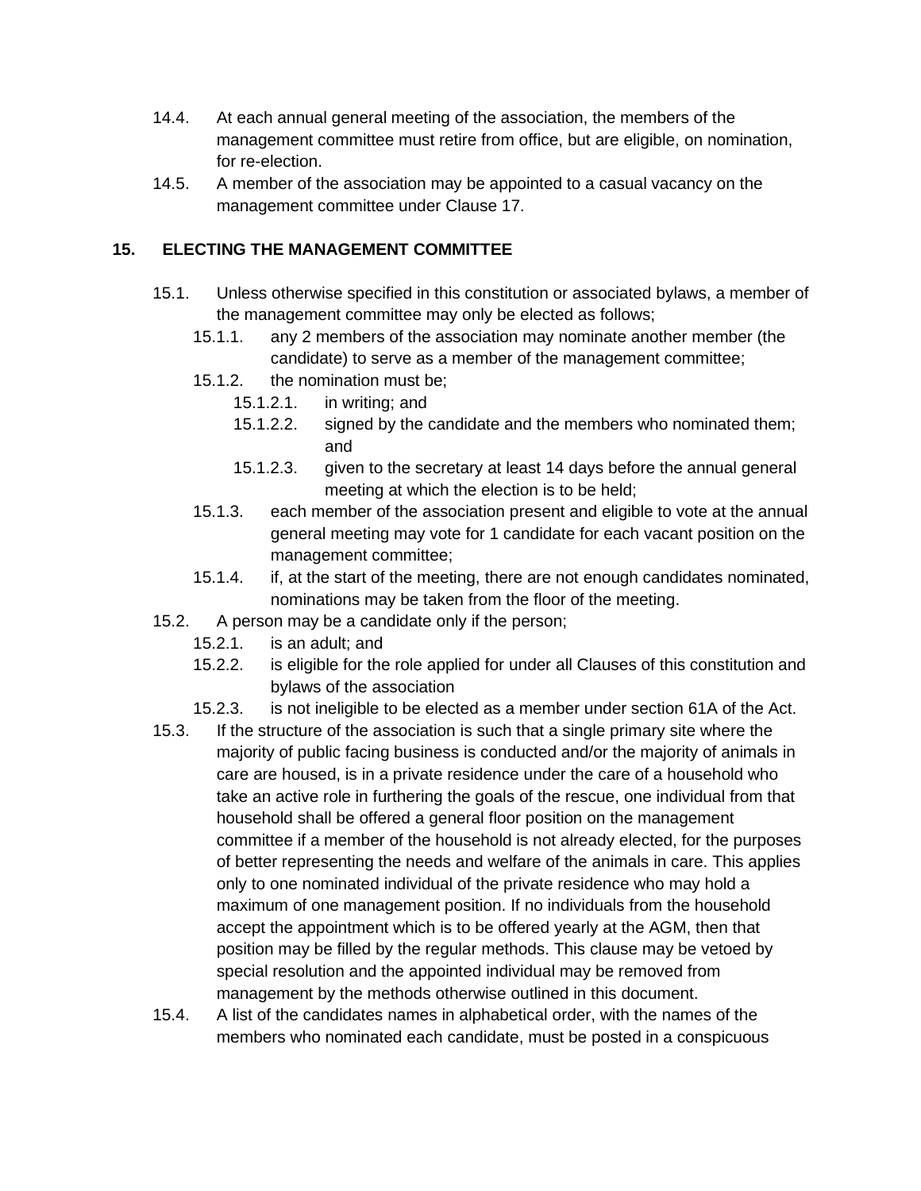14.4. At each annual general meeting of the association, the members of the management committee must retire from office, but are eligible, on nomination, for re-election.

14.5. A member of the association may be appointed to a casual vacancy on the management committee under Clause 17.

## 15. ELECTING THE MANAGEMENT COMMITTEE

15.1. Unless otherwise specified in this constitution or associated bylaws, a member of the management committee may only be elected as follows;

- 15.1.1. any 2 members of the association may nominate another member (the candidate) to serve as a member of the management committee;
- 15.1.2. the nomination must be;
  - 15.1.2.1. in writing; and
  - 15.1.2.2. signed by the candidate and the members who nominated them; and
  - 15.1.2.3. given to the secretary at least 14 days before the annual general meeting at which the election is to be held;
- 15.1.3. each member of the association present and eligible to vote at the annual general meeting may vote for 1 candidate for each vacant position on the management committee;
- 15.1.4. if, at the start of the meeting, there are not enough candidates nominated, nominations may be taken from the floor of the meeting.

15.2. A person may be a candidate only if the person;

- 15.2.1. is an adult; and
- 15.2.2. is eligible for the role applied for under all Clauses of this constitution and bylaws of the association
- 15.2.3. is not ineligible to be elected as a member under section 61A of the Act.

15.3. If the structure of the association is such that a single primary site where the majority of public facing business is conducted and/or the majority of animals in care are housed, is in a private residence under the care of a household who take an active role in furthering the goals of the rescue, one individual from that household shall be offered a general floor position on the management committee if a member of the household is not already elected, for the purposes of better representing the needs and welfare of the animals in care. This applies only to one nominated individual of the private residence who may hold a maximum of one management position. If no individuals from the household accept the appointment which is to be offered yearly at the AGM, then that position may be filled by the regular methods. This clause may be vetoed by special resolution and the appointed individual may be removed from management by the methods otherwise outlined in this document.

15.4. A list of the candidates names in alphabetical order, with the names of the members who nominated each candidate, must be posted in a conspicuous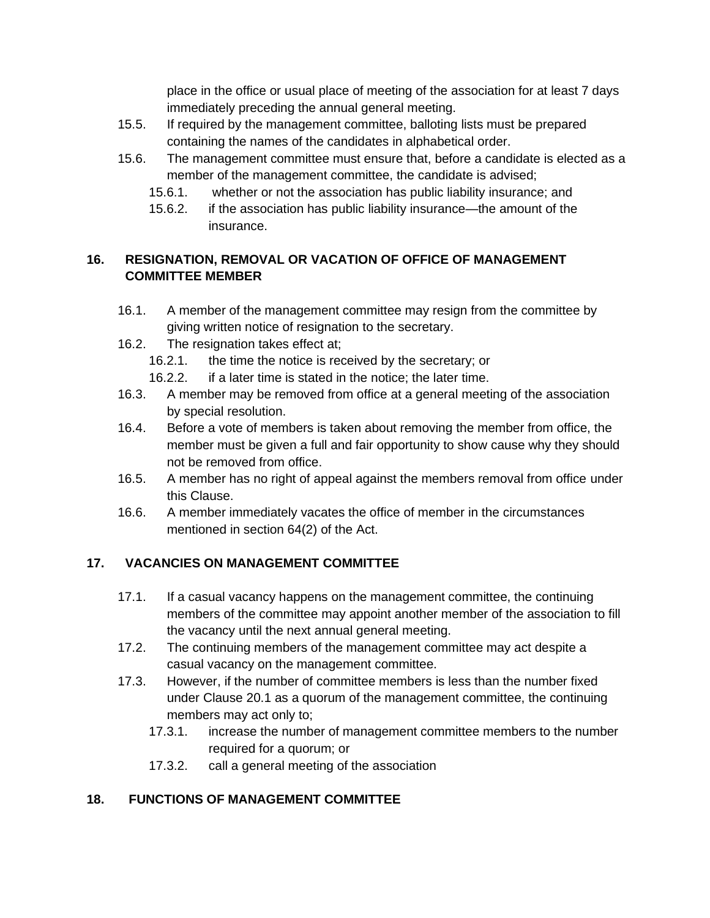place in the office or usual place of meeting of the association for at least 7 days immediately preceding the annual general meeting.

15.5. If required by the management committee, balloting lists must be prepared containing the names of the candidates in alphabetical order.

15.6. The management committee must ensure that, before a candidate is elected as a member of the management committee, the candidate is advised;

- 15.6.1. whether or not the association has public liability insurance; and
- 15.6.2. if the association has public liability insurance—the amount of the insurance.

## 16. RESIGNATION, REMOVAL OR VACATION OF OFFICE OF MANAGEMENT COMMITTEE MEMBER

16.1. A member of the management committee may resign from the committee by giving written notice of resignation to the secretary.

16.2. The resignation takes effect at;

- 16.2.1. the time the notice is received by the secretary; or
- 16.2.2. if a later time is stated in the notice; the later time.

16.3. A member may be removed from office at a general meeting of the association by special resolution.

16.4. Before a vote of members is taken about removing the member from office, the member must be given a full and fair opportunity to show cause why they should not be removed from office.

16.5. A member has no right of appeal against the members removal from office under this Clause.

16.6. A member immediately vacates the office of member in the circumstances mentioned in section 64(2) of the Act.

## 17. VACANCIES ON MANAGEMENT COMMITTEE

17.1. If a casual vacancy happens on the management committee, the continuing members of the committee may appoint another member of the association to fill the vacancy until the next annual general meeting.

17.2. The continuing members of the management committee may act despite a casual vacancy on the management committee.

17.3. However, if the number of committee members is less than the number fixed under Clause 20.1 as a quorum of the management committee, the continuing members may act only to;

- 17.3.1. increase the number of management committee members to the number required for a quorum; or
- 17.3.2. call a general meeting of the association

## 18. FUNCTIONS OF MANAGEMENT COMMITTEE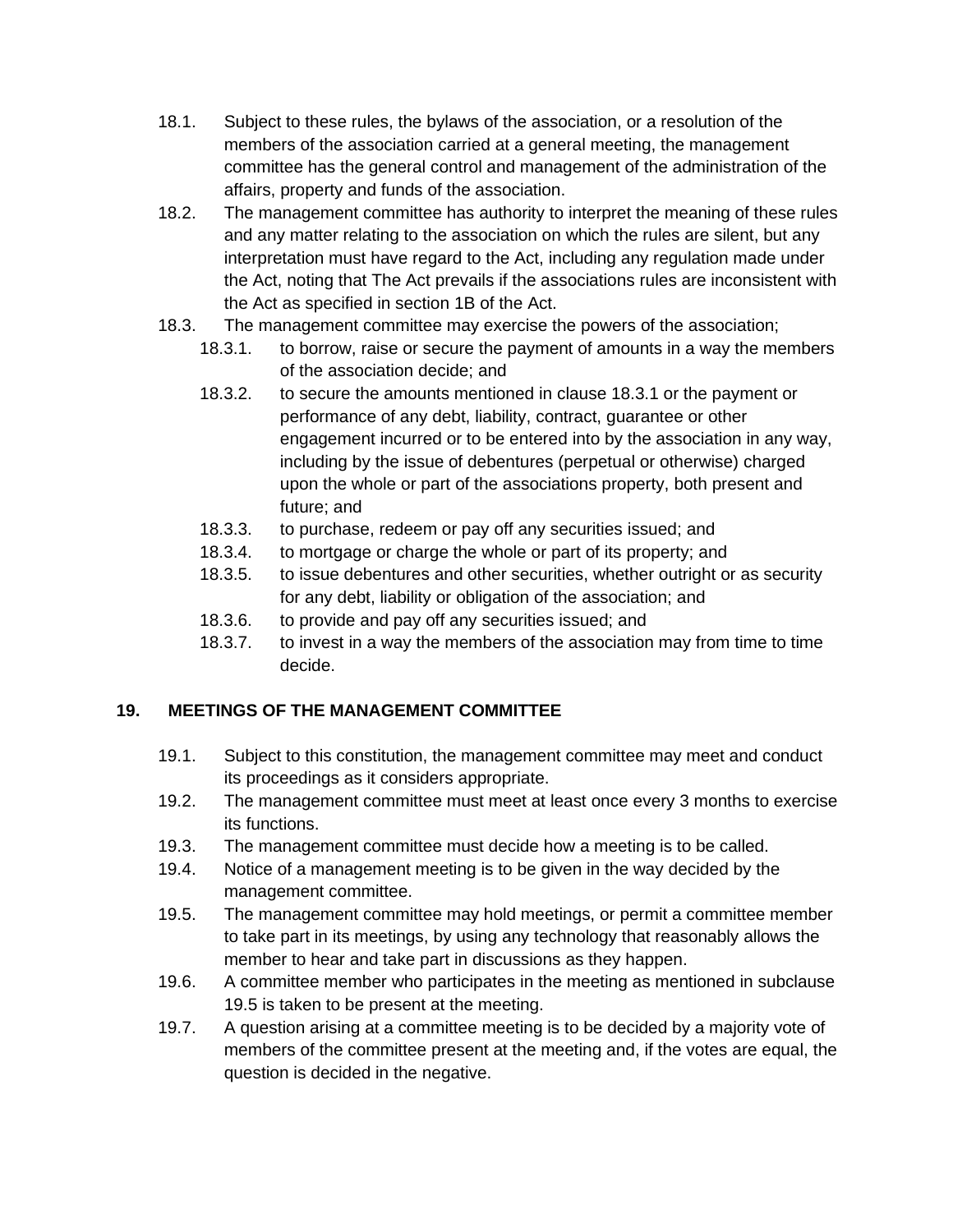18.1. Subject to these rules, the bylaws of the association, or a resolution of the members of the association carried at a general meeting, the management committee has the general control and management of the administration of the affairs, property and funds of the association.

18.2. The management committee has authority to interpret the meaning of these rules and any matter relating to the association on which the rules are silent, but any interpretation must have regard to the Act, including any regulation made under the Act, noting that The Act prevails if the associations rules are inconsistent with the Act as specified in section 1B of the Act.

18.3. The management committee may exercise the powers of the association;

- 18.3.1. to borrow, raise or secure the payment of amounts in a way the members of the association decide; and
- 18.3.2. to secure the amounts mentioned in clause 18.3.1 or the payment or performance of any debt, liability, contract, guarantee or other engagement incurred or to be entered into by the association in any way, including by the issue of debentures (perpetual or otherwise) charged upon the whole or part of the associations property, both present and future; and
- 18.3.3. to purchase, redeem or pay off any securities issued; and
- 18.3.4. to mortgage or charge the whole or part of its property; and
- 18.3.5. to issue debentures and other securities, whether outright or as security for any debt, liability or obligation of the association; and
- 18.3.6. to provide and pay off any securities issued; and
- 18.3.7. to invest in a way the members of the association may from time to time decide.

## 19. MEETINGS OF THE MANAGEMENT COMMITTEE

19.1. Subject to this constitution, the management committee may meet and conduct its proceedings as it considers appropriate.

19.2. The management committee must meet at least once every 3 months to exercise its functions.

19.3. The management committee must decide how a meeting is to be called.

19.4. Notice of a management meeting is to be given in the way decided by the management committee.

19.5. The management committee may hold meetings, or permit a committee member to take part in its meetings, by using any technology that reasonably allows the member to hear and take part in discussions as they happen.

19.6. A committee member who participates in the meeting as mentioned in subclause 19.5 is taken to be present at the meeting.

19.7. A question arising at a committee meeting is to be decided by a majority vote of members of the committee present at the meeting and, if the votes are equal, the question is decided in the negative.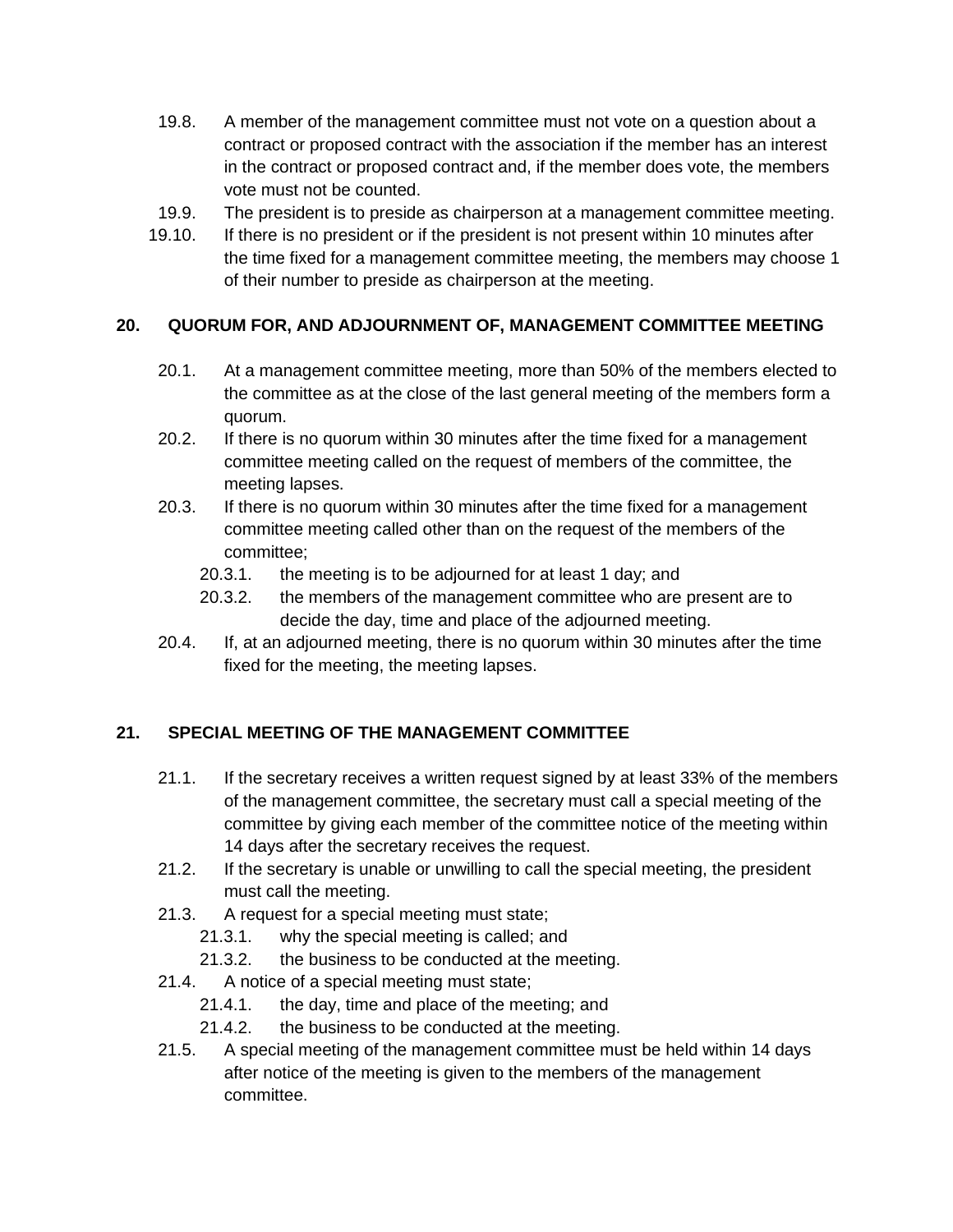19.8. A member of the management committee must not vote on a question about a contract or proposed contract with the association if the member has an interest in the contract or proposed contract and, if the member does vote, the members vote must not be counted.

19.9. The president is to preside as chairperson at a management committee meeting.

19.10. If there is no president or if the president is not present within 10 minutes after the time fixed for a management committee meeting, the members may choose 1 of their number to preside as chairperson at the meeting.

## 20. QUORUM FOR, AND ADJOURNMENT OF, MANAGEMENT COMMITTEE MEETING

20.1. At a management committee meeting, more than 50% of the members elected to the committee as at the close of the last general meeting of the members form a quorum.

20.2. If there is no quorum within 30 minutes after the time fixed for a management committee meeting called on the request of members of the committee, the meeting lapses.

20.3. If there is no quorum within 30 minutes after the time fixed for a management committee meeting called other than on the request of the members of the committee;

- 20.3.1. the meeting is to be adjourned for at least 1 day; and
- 20.3.2. the members of the management committee who are present are to decide the day, time and place of the adjourned meeting.

20.4. If, at an adjourned meeting, there is no quorum within 30 minutes after the time fixed for the meeting, the meeting lapses.

## 21. SPECIAL MEETING OF THE MANAGEMENT COMMITTEE

21.1. If the secretary receives a written request signed by at least 33% of the members of the management committee, the secretary must call a special meeting of the committee by giving each member of the committee notice of the meeting within 14 days after the secretary receives the request.

21.2. If the secretary is unable or unwilling to call the special meeting, the president must call the meeting.

21.3. A request for a special meeting must state;

- 21.3.1. why the special meeting is called; and
- 21.3.2. the business to be conducted at the meeting.

21.4. A notice of a special meeting must state;

- 21.4.1. the day, time and place of the meeting; and
- 21.4.2. the business to be conducted at the meeting.

21.5. A special meeting of the management committee must be held within 14 days after notice of the meeting is given to the members of the management committee.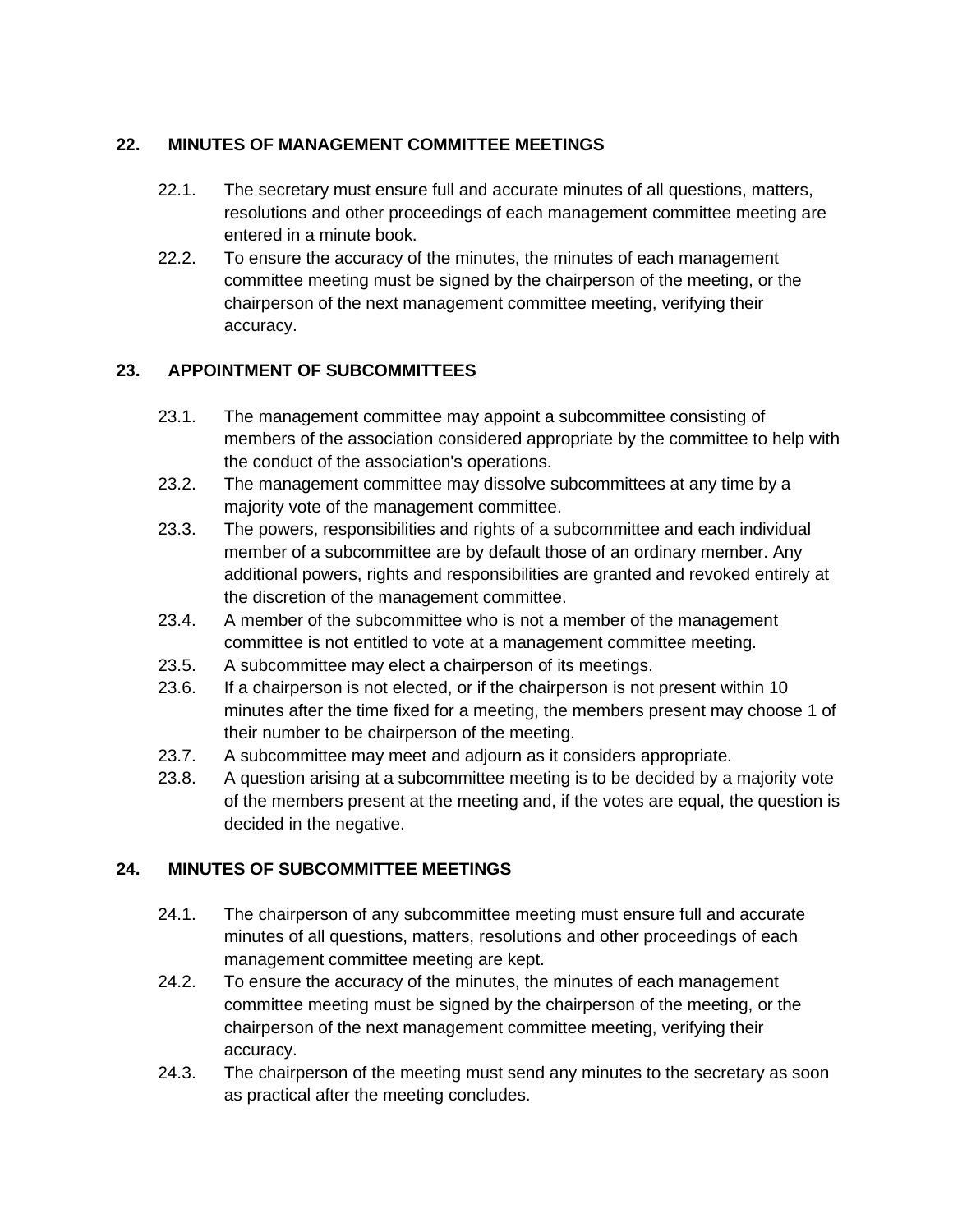## 22. MINUTES OF MANAGEMENT COMMITTEE MEETINGS

22.1. The secretary must ensure full and accurate minutes of all questions, matters, resolutions and other proceedings of each management committee meeting are entered in a minute book.

22.2. To ensure the accuracy of the minutes, the minutes of each management committee meeting must be signed by the chairperson of the meeting, or the chairperson of the next management committee meeting, verifying their accuracy.

## 23. APPOINTMENT OF SUBCOMMITTEES

23.1. The management committee may appoint a subcommittee consisting of members of the association considered appropriate by the committee to help with the conduct of the association's operations.

23.2. The management committee may dissolve subcommittees at any time by a majority vote of the management committee.

23.3. The powers, responsibilities and rights of a subcommittee and each individual member of a subcommittee are by default those of an ordinary member. Any additional powers, rights and responsibilities are granted and revoked entirely at the discretion of the management committee.

23.4. A member of the subcommittee who is not a member of the management committee is not entitled to vote at a management committee meeting.

23.5. A subcommittee may elect a chairperson of its meetings.

23.6. If a chairperson is not elected, or if the chairperson is not present within 10 minutes after the time fixed for a meeting, the members present may choose 1 of their number to be chairperson of the meeting.

23.7. A subcommittee may meet and adjourn as it considers appropriate.

23.8. A question arising at a subcommittee meeting is to be decided by a majority vote of the members present at the meeting and, if the votes are equal, the question is decided in the negative.

## 24. MINUTES OF SUBCOMMITTEE MEETINGS

24.1. The chairperson of any subcommittee meeting must ensure full and accurate minutes of all questions, matters, resolutions and other proceedings of each management committee meeting are kept.

24.2. To ensure the accuracy of the minutes, the minutes of each management committee meeting must be signed by the chairperson of the meeting, or the chairperson of the next management committee meeting, verifying their accuracy.

24.3. The chairperson of the meeting must send any minutes to the secretary as soon as practical after the meeting concludes.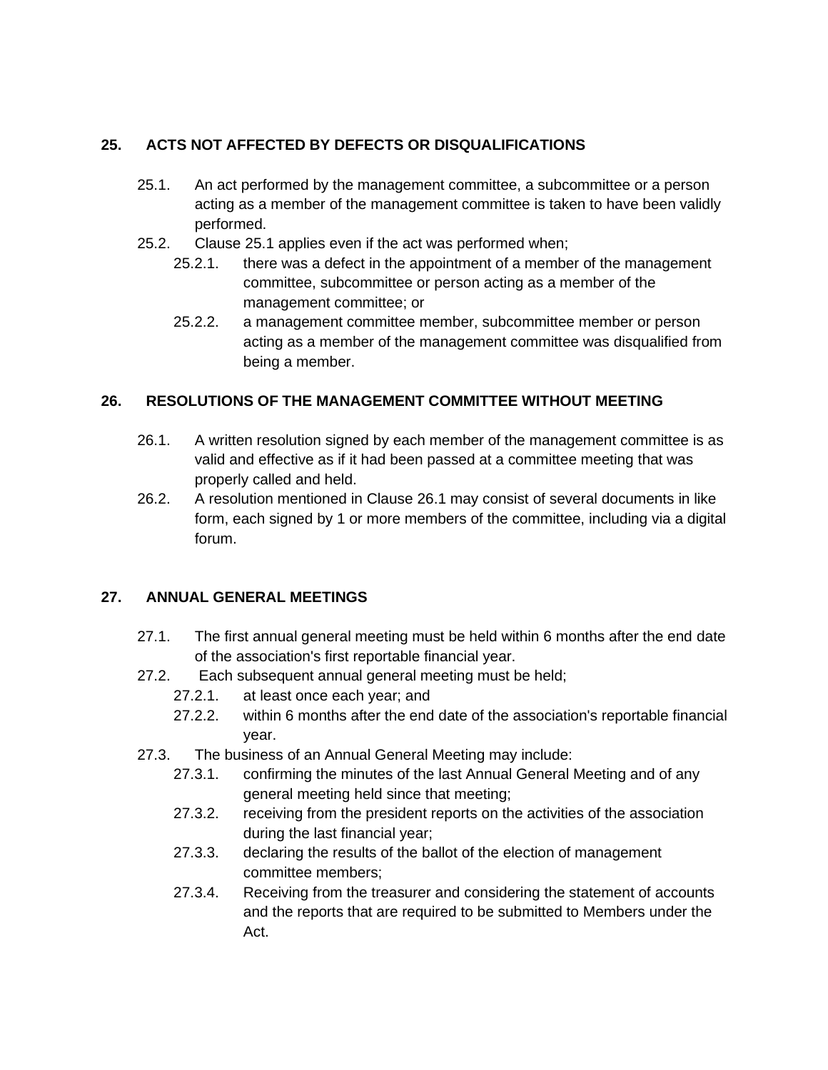## 25. ACTS NOT AFFECTED BY DEFECTS OR DISQUALIFICATIONS

25.1. An act performed by the management committee, a subcommittee or a person acting as a member of the management committee is taken to have been validly performed.

25.2. Clause 25.1 applies even if the act was performed when;

- 25.2.1. there was a defect in the appointment of a member of the management committee, subcommittee or person acting as a member of the management committee; or
- 25.2.2. a management committee member, subcommittee member or person acting as a member of the management committee was disqualified from being a member.

## 26. RESOLUTIONS OF THE MANAGEMENT COMMITTEE WITHOUT MEETING

26.1. A written resolution signed by each member of the management committee is as valid and effective as if it had been passed at a committee meeting that was properly called and held.

26.2. A resolution mentioned in Clause 26.1 may consist of several documents in like form, each signed by 1 or more members of the committee, including via a digital forum.

## 27. ANNUAL GENERAL MEETINGS

27.1. The first annual general meeting must be held within 6 months after the end date of the association's first reportable financial year.

27.2. Each subsequent annual general meeting must be held;

- 27.2.1. at least once each year; and
- 27.2.2. within 6 months after the end date of the association's reportable financial year.

27.3. The business of an Annual General Meeting may include:

- 27.3.1. confirming the minutes of the last Annual General Meeting and of any general meeting held since that meeting;
- 27.3.2. receiving from the president reports on the activities of the association during the last financial year;
- 27.3.3. declaring the results of the ballot of the election of management committee members;
- 27.3.4. Receiving from the treasurer and considering the statement of accounts and the reports that are required to be submitted to Members under the Act.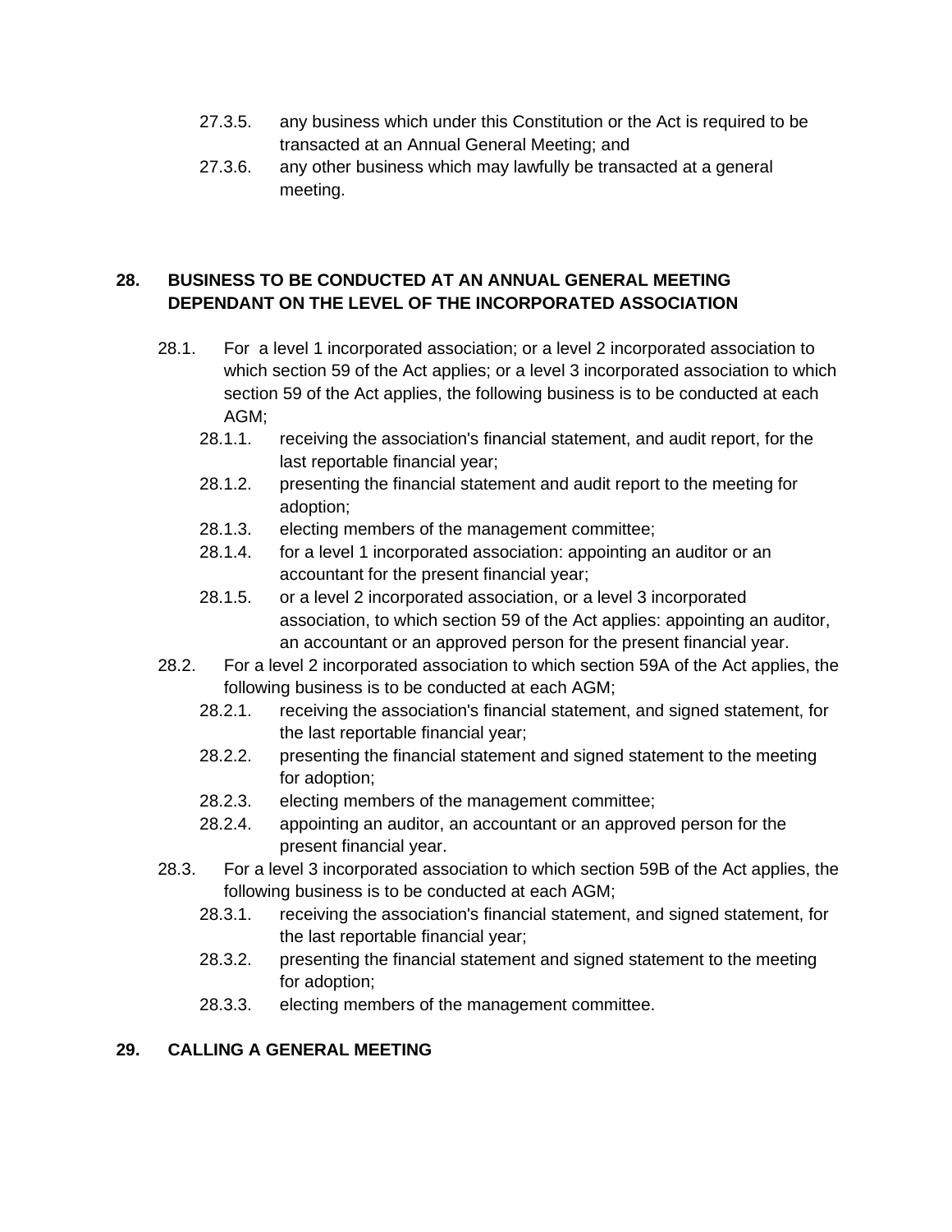- 27.3.5. any business which under this Constitution or the Act is required to be transacted at an Annual General Meeting; and
- 27.3.6. any other business which may lawfully be transacted at a general meeting.

## 28. BUSINESS TO BE CONDUCTED AT AN ANNUAL GENERAL MEETING DEPENDANT ON THE LEVEL OF THE INCORPORATED ASSOCIATION

28.1. For a level 1 incorporated association; or a level 2 incorporated association to which section 59 of the Act applies; or a level 3 incorporated association to which section 59 of the Act applies, the following business is to be conducted at each AGM;

- 28.1.1. receiving the association's financial statement, and audit report, for the last reportable financial year;
- 28.1.2. presenting the financial statement and audit report to the meeting for adoption;
- 28.1.3. electing members of the management committee;
- 28.1.4. for a level 1 incorporated association: appointing an auditor or an accountant for the present financial year;
- 28.1.5. or a level 2 incorporated association, or a level 3 incorporated association, to which section 59 of the Act applies: appointing an auditor, an accountant or an approved person for the present financial year.

28.2. For a level 2 incorporated association to which section 59A of the Act applies, the following business is to be conducted at each AGM;

- 28.2.1. receiving the association's financial statement, and signed statement, for the last reportable financial year;
- 28.2.2. presenting the financial statement and signed statement to the meeting for adoption;
- 28.2.3. electing members of the management committee;
- 28.2.4. appointing an auditor, an accountant or an approved person for the present financial year.

28.3. For a level 3 incorporated association to which section 59B of the Act applies, the following business is to be conducted at each AGM;

- 28.3.1. receiving the association's financial statement, and signed statement, for the last reportable financial year;
- 28.3.2. presenting the financial statement and signed statement to the meeting for adoption;
- 28.3.3. electing members of the management committee.

## 29. CALLING A GENERAL MEETING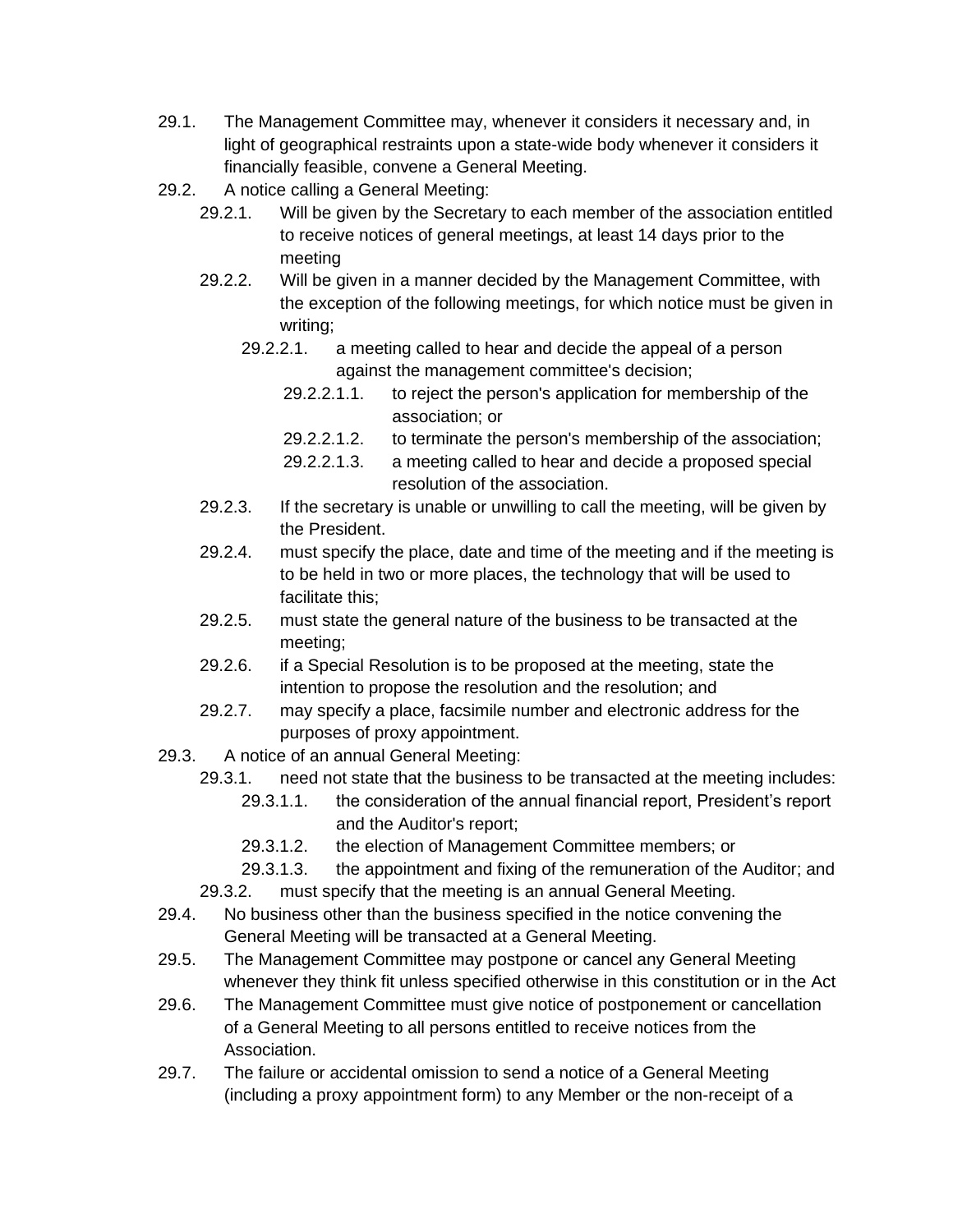29.1. The Management Committee may, whenever it considers it necessary and, in light of geographical restraints upon a state-wide body whenever it considers it financially feasible, convene a General Meeting.

29.2. A notice calling a General Meeting:

- 29.2.1. Will be given by the Secretary to each member of the association entitled to receive notices of general meetings, at least 14 days prior to the meeting
- 29.2.2. Will be given in a manner decided by the Management Committee, with the exception of the following meetings, for which notice must be given in writing;
  - 29.2.2.1. a meeting called to hear and decide the appeal of a person against the management committee's decision;
    - 29.2.2.1.1. to reject the person's application for membership of the association; or
    - 29.2.2.1.2. to terminate the person's membership of the association;
    - 29.2.2.1.3. a meeting called to hear and decide a proposed special resolution of the association.
- 29.2.3. If the secretary is unable or unwilling to call the meeting, will be given by the President.
- 29.2.4. must specify the place, date and time of the meeting and if the meeting is to be held in two or more places, the technology that will be used to facilitate this;
- 29.2.5. must state the general nature of the business to be transacted at the meeting;
- 29.2.6. if a Special Resolution is to be proposed at the meeting, state the intention to propose the resolution and the resolution; and
- 29.2.7. may specify a place, facsimile number and electronic address for the purposes of proxy appointment.

29.3. A notice of an annual General Meeting:

- 29.3.1. need not state that the business to be transacted at the meeting includes:
  - 29.3.1.1. the consideration of the annual financial report, President's report and the Auditor's report;
  - 29.3.1.2. the election of Management Committee members; or
  - 29.3.1.3. the appointment and fixing of the remuneration of the Auditor; and
- 29.3.2. must specify that the meeting is an annual General Meeting.

29.4. No business other than the business specified in the notice convening the General Meeting will be transacted at a General Meeting.

29.5. The Management Committee may postpone or cancel any General Meeting whenever they think fit unless specified otherwise in this constitution or in the Act

29.6. The Management Committee must give notice of postponement or cancellation of a General Meeting to all persons entitled to receive notices from the Association.

29.7. The failure or accidental omission to send a notice of a General Meeting (including a proxy appointment form) to any Member or the non-receipt of a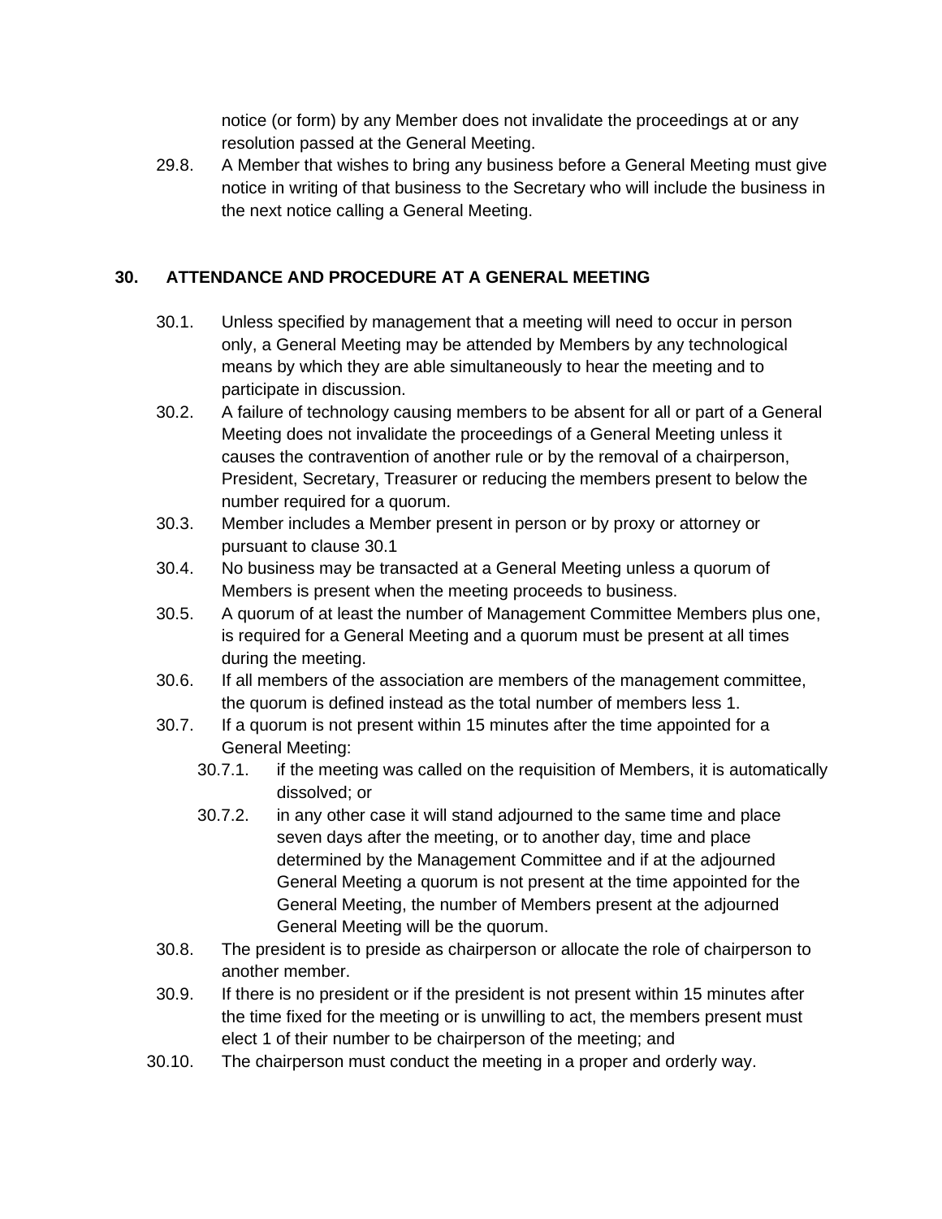notice (or form) by any Member does not invalidate the proceedings at or any resolution passed at the General Meeting.

29.8. A Member that wishes to bring any business before a General Meeting must give notice in writing of that business to the Secretary who will include the business in the next notice calling a General Meeting.

## 30. ATTENDANCE AND PROCEDURE AT A GENERAL MEETING

30.1. Unless specified by management that a meeting will need to occur in person only, a General Meeting may be attended by Members by any technological means by which they are able simultaneously to hear the meeting and to participate in discussion.

30.2. A failure of technology causing members to be absent for all or part of a General Meeting does not invalidate the proceedings of a General Meeting unless it causes the contravention of another rule or by the removal of a chairperson, President, Secretary, Treasurer or reducing the members present to below the number required for a quorum.

30.3. Member includes a Member present in person or by proxy or attorney or pursuant to clause 30.1

30.4. No business may be transacted at a General Meeting unless a quorum of Members is present when the meeting proceeds to business.

30.5. A quorum of at least the number of Management Committee Members plus one, is required for a General Meeting and a quorum must be present at all times during the meeting.

30.6. If all members of the association are members of the management committee, the quorum is defined instead as the total number of members less 1.

30.7. If a quorum is not present within 15 minutes after the time appointed for a General Meeting:

- 30.7.1. if the meeting was called on the requisition of Members, it is automatically dissolved; or
- 30.7.2. in any other case it will stand adjourned to the same time and place seven days after the meeting, or to another day, time and place determined by the Management Committee and if at the adjourned General Meeting a quorum is not present at the time appointed for the General Meeting, the number of Members present at the adjourned General Meeting will be the quorum.

30.8. The president is to preside as chairperson or allocate the role of chairperson to another member.

30.9. If there is no president or if the president is not present within 15 minutes after the time fixed for the meeting or is unwilling to act, the members present must elect 1 of their number to be chairperson of the meeting; and

30.10. The chairperson must conduct the meeting in a proper and orderly way.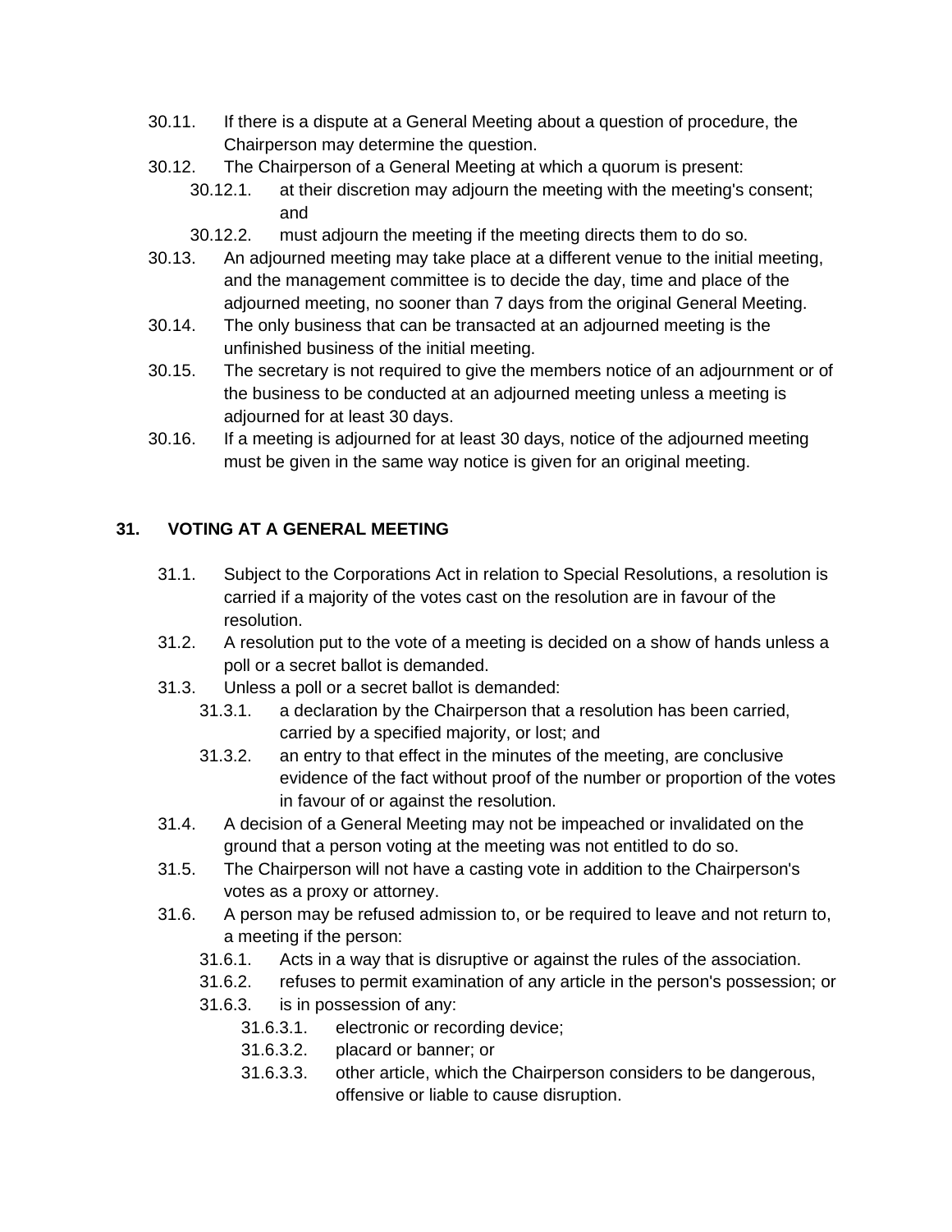- 30.11. If there is a dispute at a General Meeting about a question of procedure, the Chairperson may determine the question.
- 30.12. The Chairperson of a General Meeting at which a quorum is present:
  - 30.12.1. at their discretion may adjourn the meeting with the meeting's consent; and
  - 30.12.2. must adjourn the meeting if the meeting directs them to do so.
- 30.13. An adjourned meeting may take place at a different venue to the initial meeting, and the management committee is to decide the day, time and place of the adjourned meeting, no sooner than 7 days from the original General Meeting.
- 30.14. The only business that can be transacted at an adjourned meeting is the unfinished business of the initial meeting.
- 30.15. The secretary is not required to give the members notice of an adjournment or of the business to be conducted at an adjourned meeting unless a meeting is adjourned for at least 30 days.
- 30.16. If a meeting is adjourned for at least 30 days, notice of the adjourned meeting must be given in the same way notice is given for an original meeting.

## 31. VOTING AT A GENERAL MEETING

- 31.1. Subject to the Corporations Act in relation to Special Resolutions, a resolution is carried if a majority of the votes cast on the resolution are in favour of the resolution.
- 31.2. A resolution put to the vote of a meeting is decided on a show of hands unless a poll or a secret ballot is demanded.
- 31.3. Unless a poll or a secret ballot is demanded:
  - 31.3.1. a declaration by the Chairperson that a resolution has been carried, carried by a specified majority, or lost; and
  - 31.3.2. an entry to that effect in the minutes of the meeting, are conclusive evidence of the fact without proof of the number or proportion of the votes in favour of or against the resolution.
- 31.4. A decision of a General Meeting may not be impeached or invalidated on the ground that a person voting at the meeting was not entitled to do so.
- 31.5. The Chairperson will not have a casting vote in addition to the Chairperson's votes as a proxy or attorney.
- 31.6. A person may be refused admission to, or be required to leave and not return to, a meeting if the person:
  - 31.6.1. Acts in a way that is disruptive or against the rules of the association.
  - 31.6.2. refuses to permit examination of any article in the person's possession; or
  - 31.6.3. is in possession of any:
    - 31.6.3.1. electronic or recording device;
    - 31.6.3.2. placard or banner; or
    - 31.6.3.3. other article, which the Chairperson considers to be dangerous, offensive or liable to cause disruption.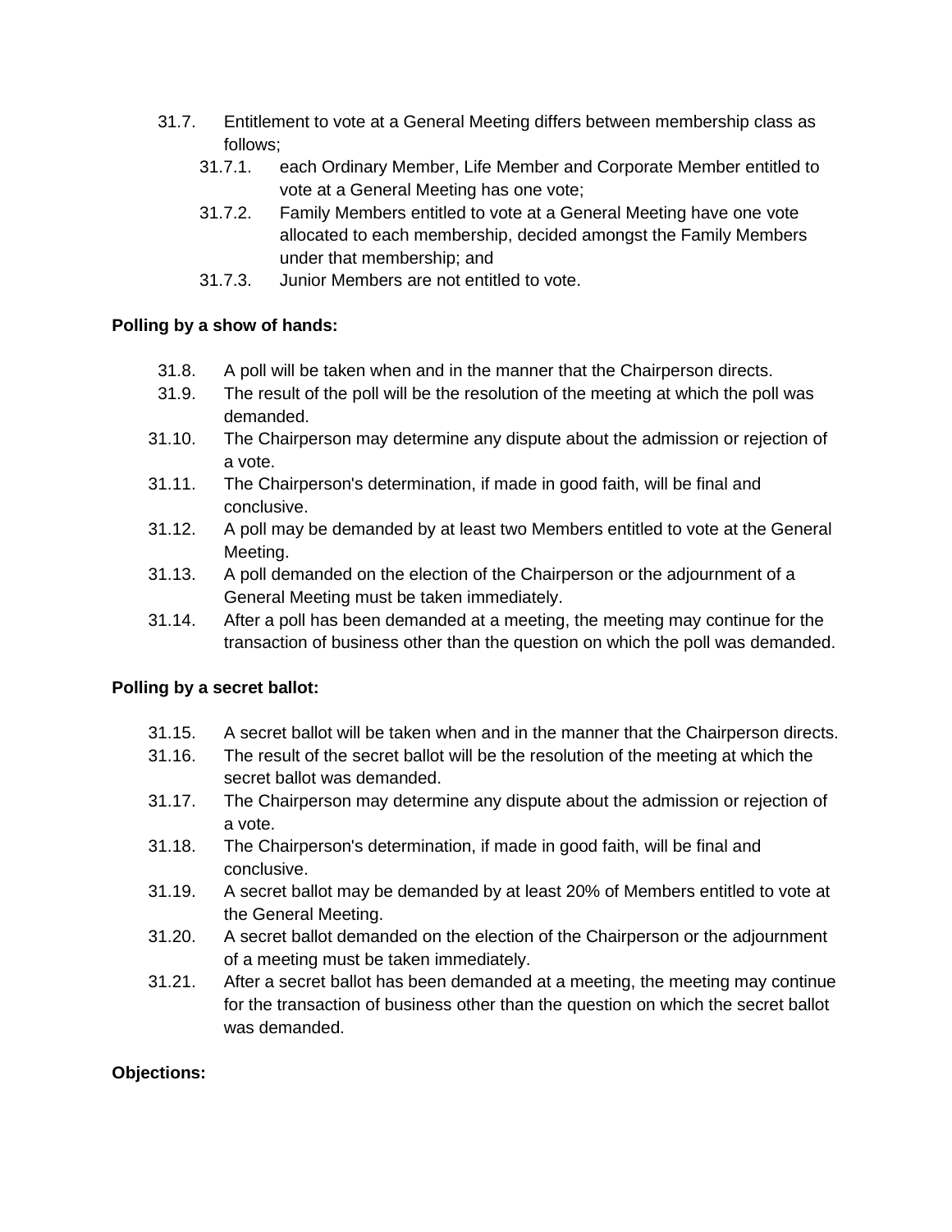31.7. Entitlement to vote at a General Meeting differs between membership class as follows;

  - 31.7.1. each Ordinary Member, Life Member and Corporate Member entitled to vote at a General Meeting has one vote;
  - 31.7.2. Family Members entitled to vote at a General Meeting have one vote allocated to each membership, decided amongst the Family Members under that membership; and
  - 31.7.3. Junior Members are not entitled to vote.

**Polling by a show of hands:**

31.8. A poll will be taken when and in the manner that the Chairperson directs.

31.9. The result of the poll will be the resolution of the meeting at which the poll was demanded.

31.10. The Chairperson may determine any dispute about the admission or rejection of a vote.

31.11. The Chairperson's determination, if made in good faith, will be final and conclusive.

31.12. A poll may be demanded by at least two Members entitled to vote at the General Meeting.

31.13. A poll demanded on the election of the Chairperson or the adjournment of a General Meeting must be taken immediately.

31.14. After a poll has been demanded at a meeting, the meeting may continue for the transaction of business other than the question on which the poll was demanded.

**Polling by a secret ballot:**

31.15. A secret ballot will be taken when and in the manner that the Chairperson directs.

31.16. The result of the secret ballot will be the resolution of the meeting at which the secret ballot was demanded.

31.17. The Chairperson may determine any dispute about the admission or rejection of a vote.

31.18. The Chairperson's determination, if made in good faith, will be final and conclusive.

31.19. A secret ballot may be demanded by at least 20% of Members entitled to vote at the General Meeting.

31.20. A secret ballot demanded on the election of the Chairperson or the adjournment of a meeting must be taken immediately.

31.21. After a secret ballot has been demanded at a meeting, the meeting may continue for the transaction of business other than the question on which the secret ballot was demanded.

**Objections:**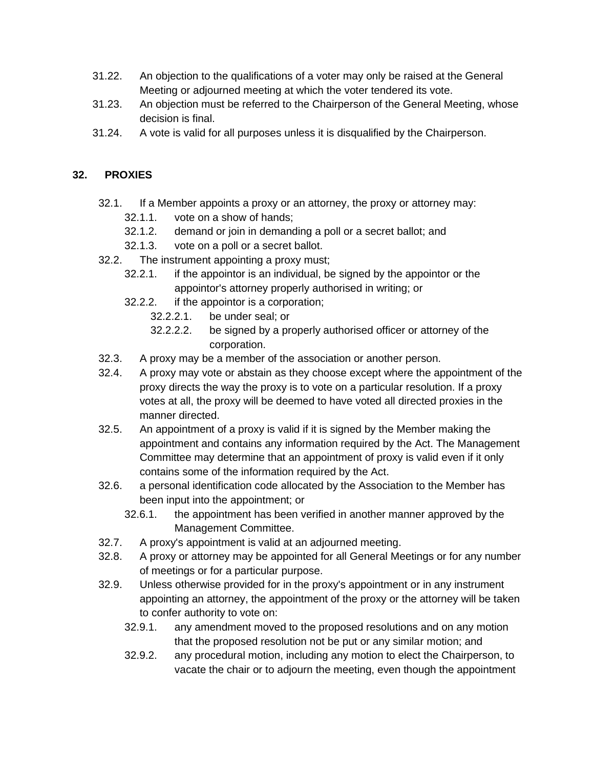31.22. An objection to the qualifications of a voter may only be raised at the General Meeting or adjourned meeting at which the voter tendered its vote.

31.23. An objection must be referred to the Chairperson of the General Meeting, whose decision is final.

31.24. A vote is valid for all purposes unless it is disqualified by the Chairperson.

## 32. PROXIES

32.1. If a Member appoints a proxy or an attorney, the proxy or attorney may:

- 32.1.1. vote on a show of hands;
- 32.1.2. demand or join in demanding a poll or a secret ballot; and
- 32.1.3. vote on a poll or a secret ballot.

32.2. The instrument appointing a proxy must;

- 32.2.1. if the appointor is an individual, be signed by the appointor or the appointor's attorney properly authorised in writing; or
- 32.2.2. if the appointor is a corporation;
  - 32.2.2.1. be under seal; or
  - 32.2.2.2. be signed by a properly authorised officer or attorney of the corporation.

32.3. A proxy may be a member of the association or another person.

32.4. A proxy may vote or abstain as they choose except where the appointment of the proxy directs the way the proxy is to vote on a particular resolution. If a proxy votes at all, the proxy will be deemed to have voted all directed proxies in the manner directed.

32.5. An appointment of a proxy is valid if it is signed by the Member making the appointment and contains any information required by the Act. The Management Committee may determine that an appointment of proxy is valid even if it only contains some of the information required by the Act.

32.6. a personal identification code allocated by the Association to the Member has been input into the appointment; or

- 32.6.1. the appointment has been verified in another manner approved by the Management Committee.

32.7. A proxy's appointment is valid at an adjourned meeting.

32.8. A proxy or attorney may be appointed for all General Meetings or for any number of meetings or for a particular purpose.

32.9. Unless otherwise provided for in the proxy's appointment or in any instrument appointing an attorney, the appointment of the proxy or the attorney will be taken to confer authority to vote on:

- 32.9.1. any amendment moved to the proposed resolutions and on any motion that the proposed resolution not be put or any similar motion; and
- 32.9.2. any procedural motion, including any motion to elect the Chairperson, to vacate the chair or to adjourn the meeting, even though the appointment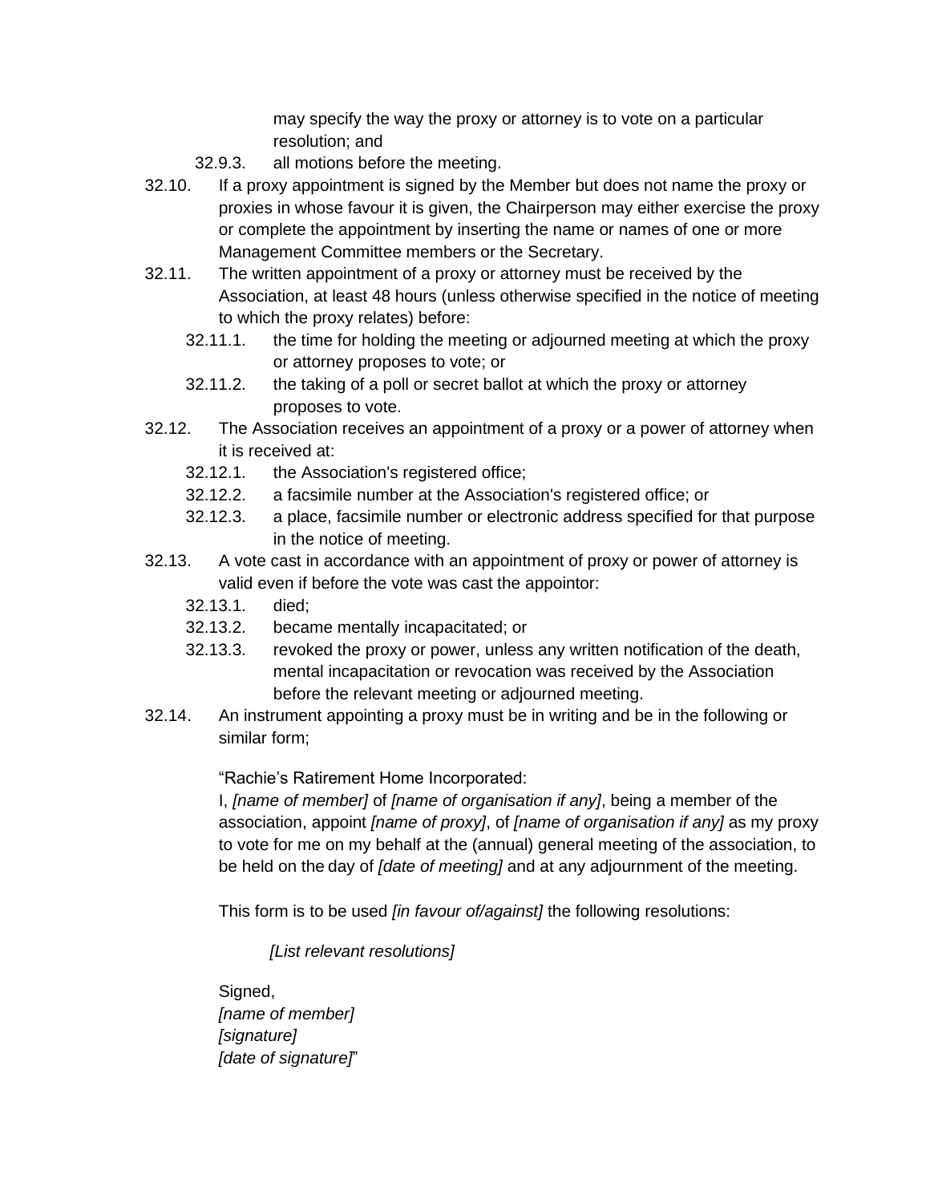may specify the way the proxy or attorney is to vote on a particular resolution; and

32.9.3. all motions before the meeting.

32.10. If a proxy appointment is signed by the Member but does not name the proxy or proxies in whose favour it is given, the Chairperson may either exercise the proxy or complete the appointment by inserting the name or names of one or more Management Committee members or the Secretary.

32.11. The written appointment of a proxy or attorney must be received by the Association, at least 48 hours (unless otherwise specified in the notice of meeting to which the proxy relates) before:

32.11.1. the time for holding the meeting or adjourned meeting at which the proxy or attorney proposes to vote; or

32.11.2. the taking of a poll or secret ballot at which the proxy or attorney proposes to vote.

32.12. The Association receives an appointment of a proxy or a power of attorney when it is received at:

32.12.1. the Association's registered office;

32.12.2. a facsimile number at the Association's registered office; or

32.12.3. a place, facsimile number or electronic address specified for that purpose in the notice of meeting.

32.13. A vote cast in accordance with an appointment of proxy or power of attorney is valid even if before the vote was cast the appointor:

32.13.1. died;

32.13.2. became mentally incapacitated; or

32.13.3. revoked the proxy or power, unless any written notification of the death, mental incapacitation or revocation was received by the Association before the relevant meeting or adjourned meeting.

32.14. An instrument appointing a proxy must be in writing and be in the following or similar form;

> "Rachie's Ratirement Home Incorporated:
> I, *[name of member]* of *[name of organisation if any]*, being a member of the association, appoint *[name of proxy]*, of *[name of organisation if any]* as my proxy to vote for me on my behalf at the (annual) general meeting of the association, to be held on the day of *[date of meeting]* and at any adjournment of the meeting.
>
> This form is to be used *[in favour of/against]* the following resolutions:
>
> *[List relevant resolutions]*
>
> Signed,
> *[name of member]*
> *[signature]*
> *[date of signature]*"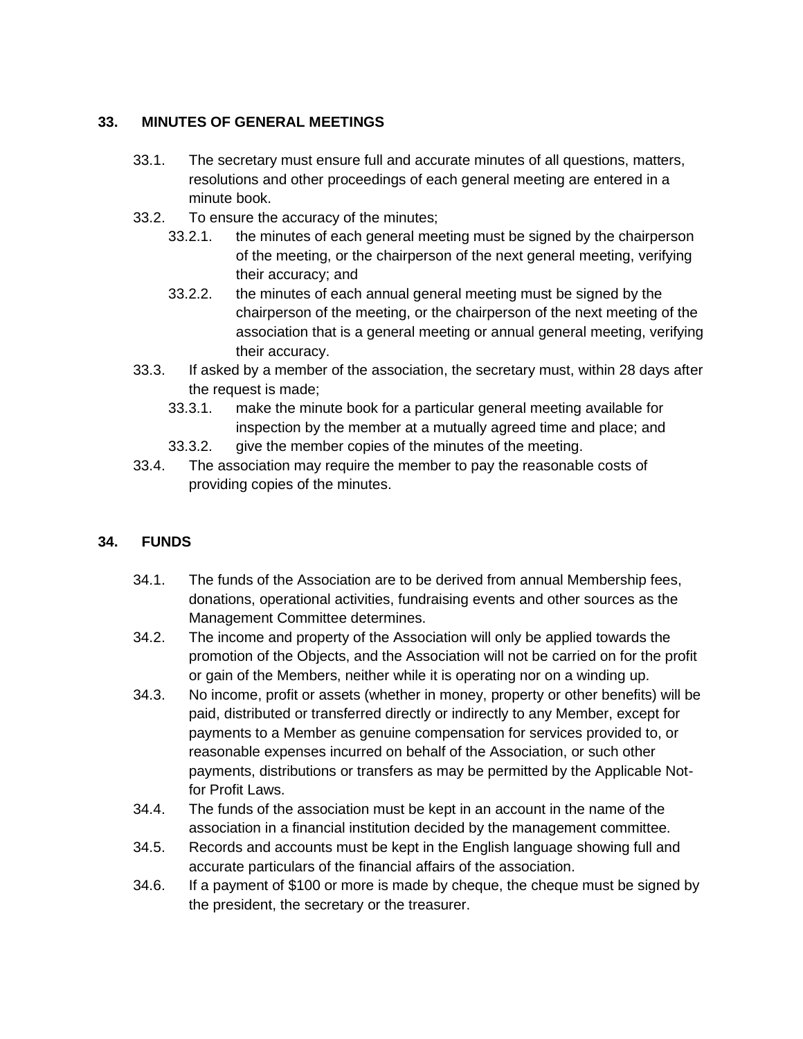## 33. MINUTES OF GENERAL MEETINGS

33.1. The secretary must ensure full and accurate minutes of all questions, matters, resolutions and other proceedings of each general meeting are entered in a minute book.

33.2. To ensure the accuracy of the minutes;

- 33.2.1. the minutes of each general meeting must be signed by the chairperson of the meeting, or the chairperson of the next general meeting, verifying their accuracy; and
- 33.2.2. the minutes of each annual general meeting must be signed by the chairperson of the meeting, or the chairperson of the next meeting of the association that is a general meeting or annual general meeting, verifying their accuracy.

33.3. If asked by a member of the association, the secretary must, within 28 days after the request is made;

- 33.3.1. make the minute book for a particular general meeting available for inspection by the member at a mutually agreed time and place; and
- 33.3.2. give the member copies of the minutes of the meeting.

33.4. The association may require the member to pay the reasonable costs of providing copies of the minutes.

## 34. FUNDS

34.1. The funds of the Association are to be derived from annual Membership fees, donations, operational activities, fundraising events and other sources as the Management Committee determines.

34.2. The income and property of the Association will only be applied towards the promotion of the Objects, and the Association will not be carried on for the profit or gain of the Members, neither while it is operating nor on a winding up.

34.3. No income, profit or assets (whether in money, property or other benefits) will be paid, distributed or transferred directly or indirectly to any Member, except for payments to a Member as genuine compensation for services provided to, or reasonable expenses incurred on behalf of the Association, or such other payments, distributions or transfers as may be permitted by the Applicable Not-for Profit Laws.

34.4. The funds of the association must be kept in an account in the name of the association in a financial institution decided by the management committee.

34.5. Records and accounts must be kept in the English language showing full and accurate particulars of the financial affairs of the association.

34.6. If a payment of $100 or more is made by cheque, the cheque must be signed by the president, the secretary or the treasurer.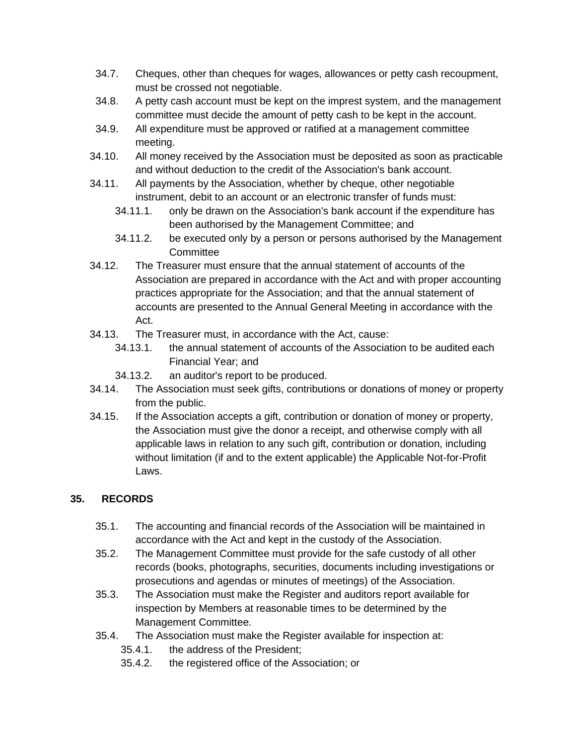34.7. Cheques, other than cheques for wages, allowances or petty cash recoupment, must be crossed not negotiable.

34.8. A petty cash account must be kept on the imprest system, and the management committee must decide the amount of petty cash to be kept in the account.

34.9. All expenditure must be approved or ratified at a management committee meeting.

34.10. All money received by the Association must be deposited as soon as practicable and without deduction to the credit of the Association's bank account.

34.11. All payments by the Association, whether by cheque, other negotiable instrument, debit to an account or an electronic transfer of funds must:

- 34.11.1. only be drawn on the Association's bank account if the expenditure has been authorised by the Management Committee; and
- 34.11.2. be executed only by a person or persons authorised by the Management Committee

34.12. The Treasurer must ensure that the annual statement of accounts of the Association are prepared in accordance with the Act and with proper accounting practices appropriate for the Association; and that the annual statement of accounts are presented to the Annual General Meeting in accordance with the Act.

34.13. The Treasurer must, in accordance with the Act, cause:

- 34.13.1. the annual statement of accounts of the Association to be audited each Financial Year; and
- 34.13.2. an auditor's report to be produced.

34.14. The Association must seek gifts, contributions or donations of money or property from the public.

34.15. If the Association accepts a gift, contribution or donation of money or property, the Association must give the donor a receipt, and otherwise comply with all applicable laws in relation to any such gift, contribution or donation, including without limitation (if and to the extent applicable) the Applicable Not-for-Profit Laws.

## 35. RECORDS

35.1. The accounting and financial records of the Association will be maintained in accordance with the Act and kept in the custody of the Association.

35.2. The Management Committee must provide for the safe custody of all other records (books, photographs, securities, documents including investigations or prosecutions and agendas or minutes of meetings) of the Association.

35.3. The Association must make the Register and auditors report available for inspection by Members at reasonable times to be determined by the Management Committee.

35.4. The Association must make the Register available for inspection at:

- 35.4.1. the address of the President;
- 35.4.2. the registered office of the Association; or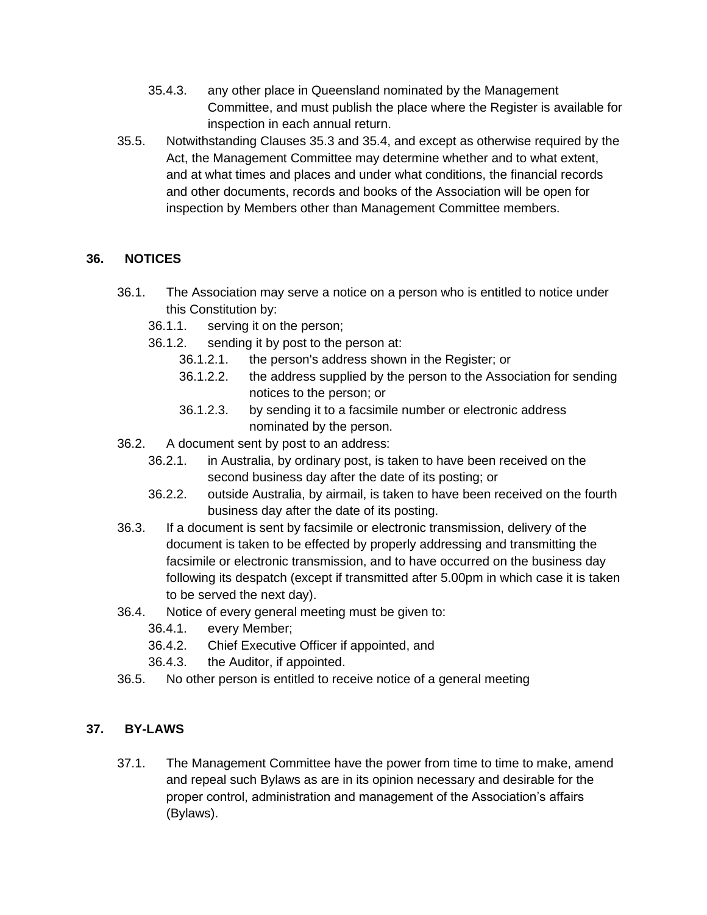35.4.3. any other place in Queensland nominated by the Management Committee, and must publish the place where the Register is available for inspection in each annual return.

35.5. Notwithstanding Clauses 35.3 and 35.4, and except as otherwise required by the Act, the Management Committee may determine whether and to what extent, and at what times and places and under what conditions, the financial records and other documents, records and books of the Association will be open for inspection by Members other than Management Committee members.

## 36. NOTICES

36.1. The Association may serve a notice on a person who is entitled to notice under this Constitution by:

36.1.1. serving it on the person;

36.1.2. sending it by post to the person at:

36.1.2.1. the person's address shown in the Register; or

36.1.2.2. the address supplied by the person to the Association for sending notices to the person; or

36.1.2.3. by sending it to a facsimile number or electronic address nominated by the person.

36.2. A document sent by post to an address:

36.2.1. in Australia, by ordinary post, is taken to have been received on the second business day after the date of its posting; or

36.2.2. outside Australia, by airmail, is taken to have been received on the fourth business day after the date of its posting.

36.3. If a document is sent by facsimile or electronic transmission, delivery of the document is taken to be effected by properly addressing and transmitting the facsimile or electronic transmission, and to have occurred on the business day following its despatch (except if transmitted after 5.00pm in which case it is taken to be served the next day).

36.4. Notice of every general meeting must be given to:

36.4.1. every Member;

36.4.2. Chief Executive Officer if appointed, and

36.4.3. the Auditor, if appointed.

36.5. No other person is entitled to receive notice of a general meeting

## 37. BY-LAWS

37.1. The Management Committee have the power from time to time to make, amend and repeal such Bylaws as are in its opinion necessary and desirable for the proper control, administration and management of the Association's affairs (Bylaws).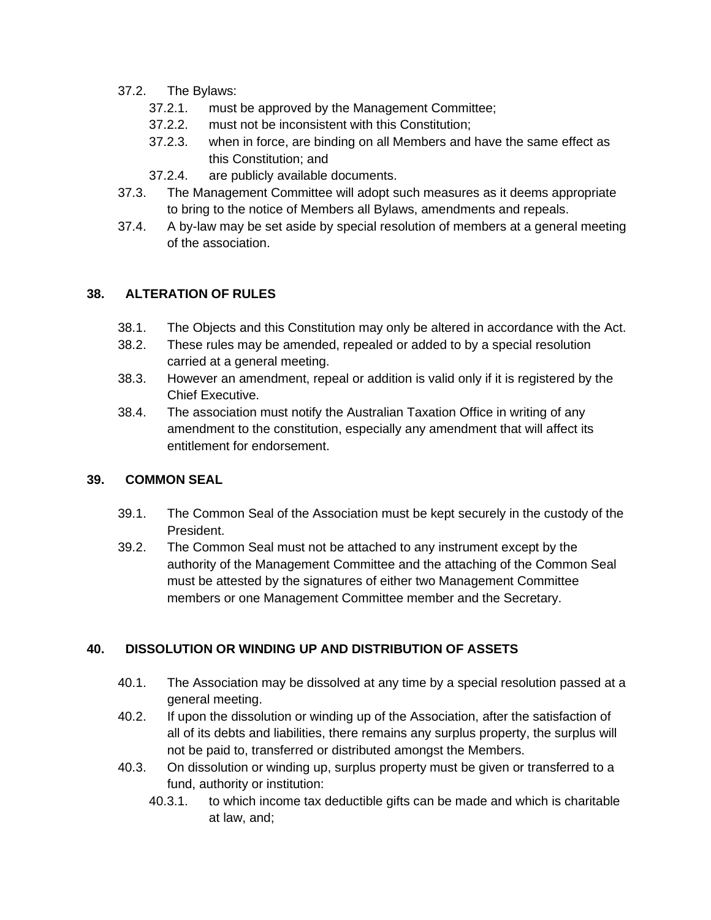- 37.2. The Bylaws:
  - 37.2.1. must be approved by the Management Committee;
  - 37.2.2. must not be inconsistent with this Constitution;
  - 37.2.3. when in force, are binding on all Members and have the same effect as this Constitution; and
  - 37.2.4. are publicly available documents.
- 37.3. The Management Committee will adopt such measures as it deems appropriate to bring to the notice of Members all Bylaws, amendments and repeals.
- 37.4. A by-law may be set aside by special resolution of members at a general meeting of the association.

## 38. ALTERATION OF RULES

- 38.1. The Objects and this Constitution may only be altered in accordance with the Act.
- 38.2. These rules may be amended, repealed or added to by a special resolution carried at a general meeting.
- 38.3. However an amendment, repeal or addition is valid only if it is registered by the Chief Executive.
- 38.4. The association must notify the Australian Taxation Office in writing of any amendment to the constitution, especially any amendment that will affect its entitlement for endorsement.

## 39. COMMON SEAL

- 39.1. The Common Seal of the Association must be kept securely in the custody of the President.
- 39.2. The Common Seal must not be attached to any instrument except by the authority of the Management Committee and the attaching of the Common Seal must be attested by the signatures of either two Management Committee members or one Management Committee member and the Secretary.

## 40. DISSOLUTION OR WINDING UP AND DISTRIBUTION OF ASSETS

- 40.1. The Association may be dissolved at any time by a special resolution passed at a general meeting.
- 40.2. If upon the dissolution or winding up of the Association, after the satisfaction of all of its debts and liabilities, there remains any surplus property, the surplus will not be paid to, transferred or distributed amongst the Members.
- 40.3. On dissolution or winding up, surplus property must be given or transferred to a fund, authority or institution:
  - 40.3.1. to which income tax deductible gifts can be made and which is charitable at law, and;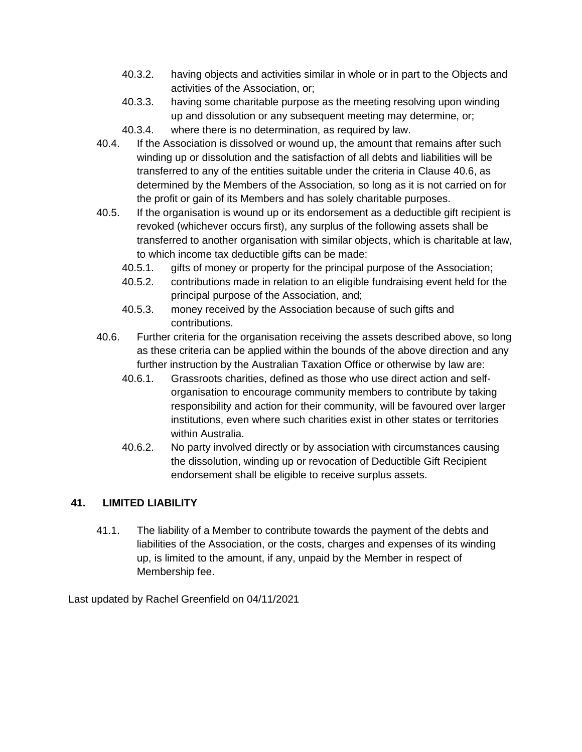- 40.3.2. having objects and activities similar in whole or in part to the Objects and activities of the Association, or;
- 40.3.3. having some charitable purpose as the meeting resolving upon winding up and dissolution or any subsequent meeting may determine, or;
- 40.3.4. where there is no determination, as required by law.

40.4. If the Association is dissolved or wound up, the amount that remains after such winding up or dissolution and the satisfaction of all debts and liabilities will be transferred to any of the entities suitable under the criteria in Clause 40.6, as determined by the Members of the Association, so long as it is not carried on for the profit or gain of its Members and has solely charitable purposes.

40.5. If the organisation is wound up or its endorsement as a deductible gift recipient is revoked (whichever occurs first), any surplus of the following assets shall be transferred to another organisation with similar objects, which is charitable at law, to which income tax deductible gifts can be made:

- 40.5.1. gifts of money or property for the principal purpose of the Association;
- 40.5.2. contributions made in relation to an eligible fundraising event held for the principal purpose of the Association, and;
- 40.5.3. money received by the Association because of such gifts and contributions.

40.6. Further criteria for the organisation receiving the assets described above, so long as these criteria can be applied within the bounds of the above direction and any further instruction by the Australian Taxation Office or otherwise by law are:

- 40.6.1. Grassroots charities, defined as those who use direct action and self-organisation to encourage community members to contribute by taking responsibility and action for their community, will be favoured over larger institutions, even where such charities exist in other states or territories within Australia.
- 40.6.2. No party involved directly or by association with circumstances causing the dissolution, winding up or revocation of Deductible Gift Recipient endorsement shall be eligible to receive surplus assets.

## 41. LIMITED LIABILITY

41.1. The liability of a Member to contribute towards the payment of the debts and liabilities of the Association, or the costs, charges and expenses of its winding up, is limited to the amount, if any, unpaid by the Member in respect of Membership fee.

Last updated by Rachel Greenfield on 04/11/2021